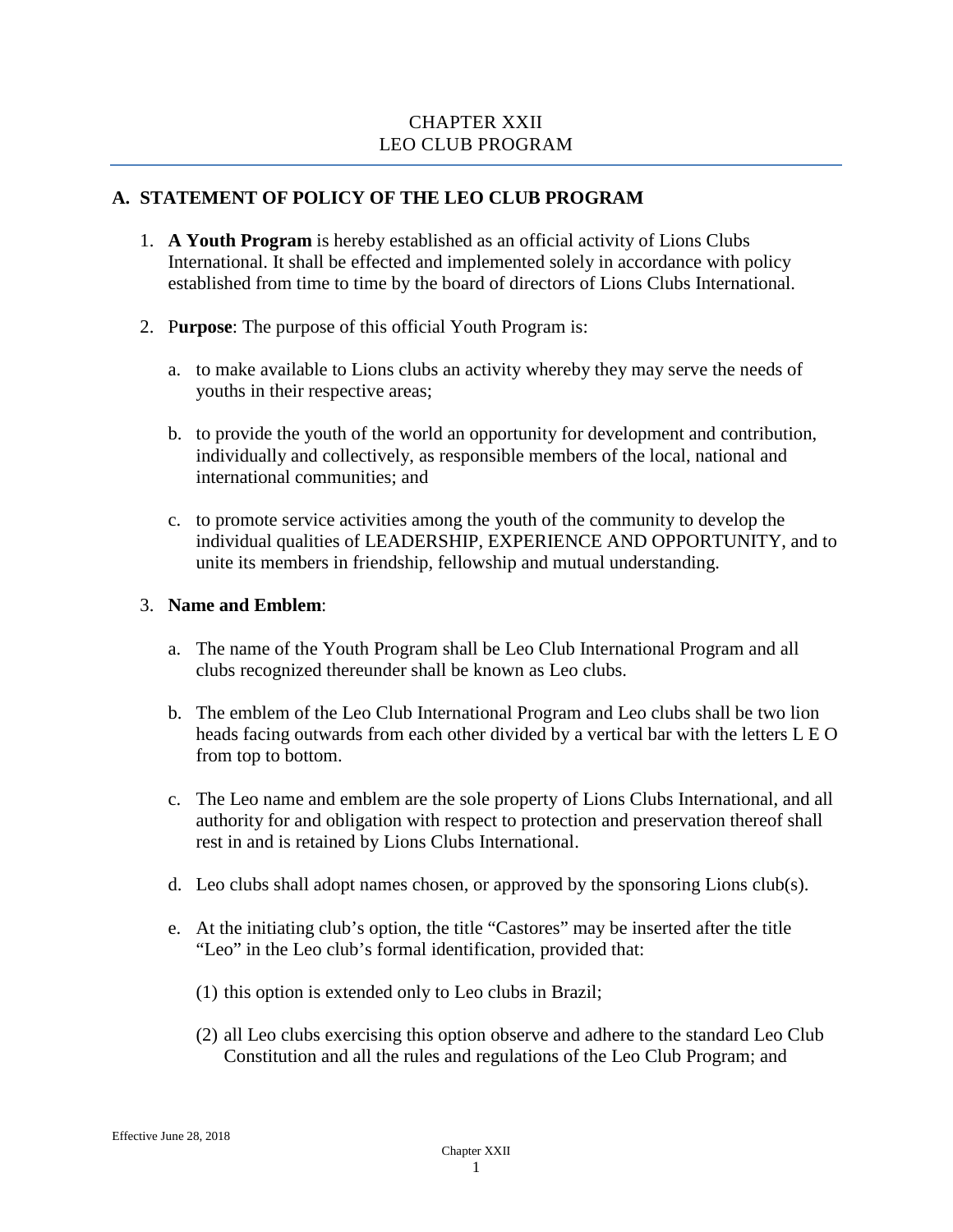# CHAPTER XXII
# LEO CLUB PROGRAM

## A. STATEMENT OF POLICY OF THE LEO CLUB PROGRAM

1. **A Youth Program** is hereby established as an official activity of Lions Clubs International. It shall be effected and implemented solely in accordance with policy established from time to time by the board of directors of Lions Clubs International.

2. P**urpose**: The purpose of this official Youth Program is:

   a. to make available to Lions clubs an activity whereby they may serve the needs of youths in their respective areas;

   b. to provide the youth of the world an opportunity for development and contribution, individually and collectively, as responsible members of the local, national and international communities; and

   c. to promote service activities among the youth of the community to develop the individual qualities of LEADERSHIP, EXPERIENCE AND OPPORTUNITY, and to unite its members in friendship, fellowship and mutual understanding.

3. **Name and Emblem**:

   a. The name of the Youth Program shall be Leo Club International Program and all clubs recognized thereunder shall be known as Leo clubs.

   b. The emblem of the Leo Club International Program and Leo clubs shall be two lion heads facing outwards from each other divided by a vertical bar with the letters L E O from top to bottom.

   c. The Leo name and emblem are the sole property of Lions Clubs International, and all authority for and obligation with respect to protection and preservation thereof shall rest in and is retained by Lions Clubs International.

   d. Leo clubs shall adopt names chosen, or approved by the sponsoring Lions club(s).

   e. At the initiating club's option, the title "Castores" may be inserted after the title "Leo" in the Leo club's formal identification, provided that:

      (1) this option is extended only to Leo clubs in Brazil;

      (2) all Leo clubs exercising this option observe and adhere to the standard Leo Club Constitution and all the rules and regulations of the Leo Club Program; and

Effective June 28, 2018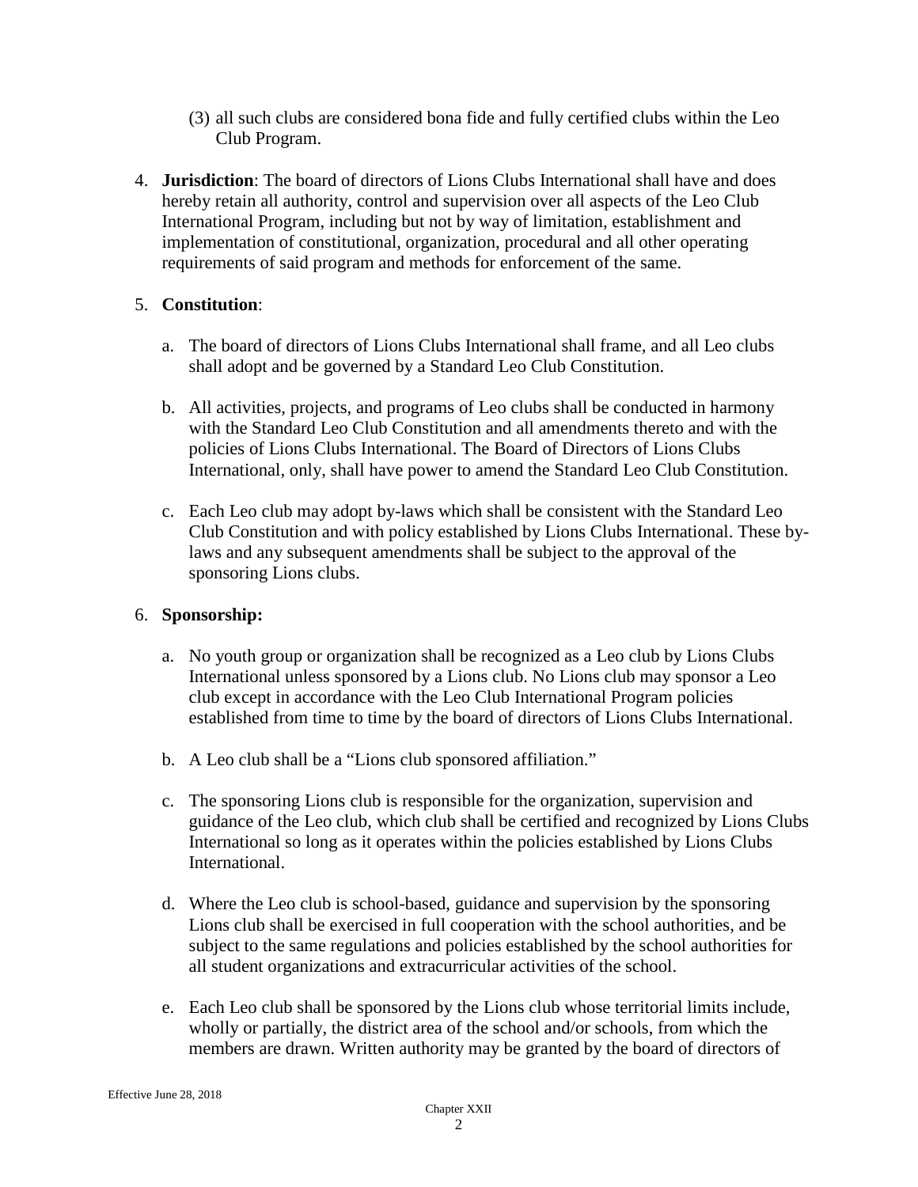(3) all such clubs are considered bona fide and fully certified clubs within the Leo Club Program.

4. **Jurisdiction**: The board of directors of Lions Clubs International shall have and does hereby retain all authority, control and supervision over all aspects of the Leo Club International Program, including but not by way of limitation, establishment and implementation of constitutional, organization, procedural and all other operating requirements of said program and methods for enforcement of the same.

5. **Constitution**:

   a. The board of directors of Lions Clubs International shall frame, and all Leo clubs shall adopt and be governed by a Standard Leo Club Constitution.

   b. All activities, projects, and programs of Leo clubs shall be conducted in harmony with the Standard Leo Club Constitution and all amendments thereto and with the policies of Lions Clubs International. The Board of Directors of Lions Clubs International, only, shall have power to amend the Standard Leo Club Constitution.

   c. Each Leo club may adopt by-laws which shall be consistent with the Standard Leo Club Constitution and with policy established by Lions Clubs International. These by-laws and any subsequent amendments shall be subject to the approval of the sponsoring Lions clubs.

6. **Sponsorship:**

   a. No youth group or organization shall be recognized as a Leo club by Lions Clubs International unless sponsored by a Lions club. No Lions club may sponsor a Leo club except in accordance with the Leo Club International Program policies established from time to time by the board of directors of Lions Clubs International.

   b. A Leo club shall be a "Lions club sponsored affiliation."

   c. The sponsoring Lions club is responsible for the organization, supervision and guidance of the Leo club, which club shall be certified and recognized by Lions Clubs International so long as it operates within the policies established by Lions Clubs International.

   d. Where the Leo club is school-based, guidance and supervision by the sponsoring Lions club shall be exercised in full cooperation with the school authorities, and be subject to the same regulations and policies established by the school authorities for all student organizations and extracurricular activities of the school.

   e. Each Leo club shall be sponsored by the Lions club whose territorial limits include, wholly or partially, the district area of the school and/or schools, from which the members are drawn. Written authority may be granted by the board of directors of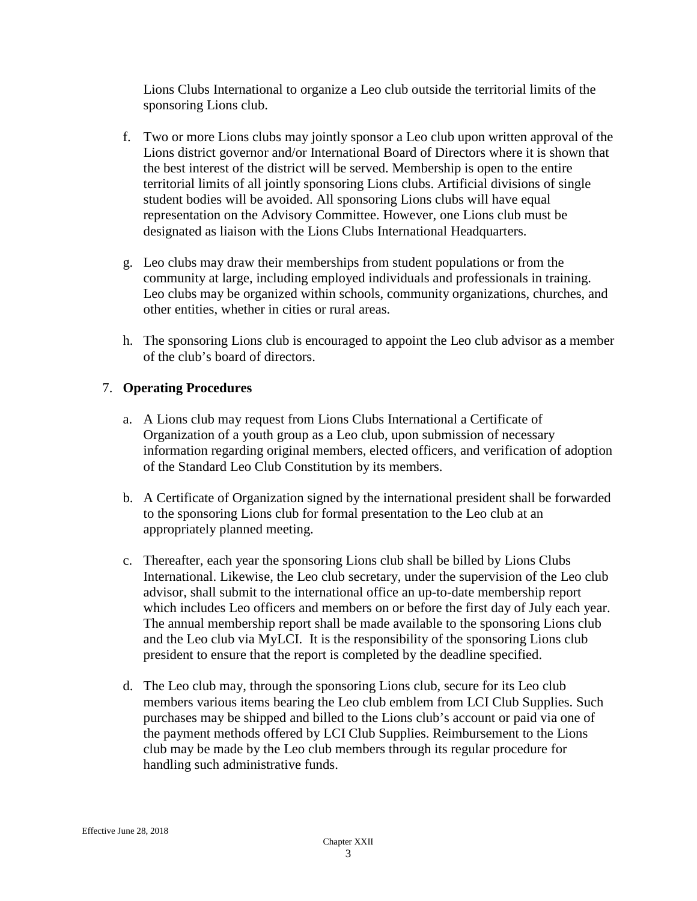Lions Clubs International to organize a Leo club outside the territorial limits of the sponsoring Lions club.

f. Two or more Lions clubs may jointly sponsor a Leo club upon written approval of the Lions district governor and/or International Board of Directors where it is shown that the best interest of the district will be served. Membership is open to the entire territorial limits of all jointly sponsoring Lions clubs. Artificial divisions of single student bodies will be avoided. All sponsoring Lions clubs will have equal representation on the Advisory Committee. However, one Lions club must be designated as liaison with the Lions Clubs International Headquarters.

g. Leo clubs may draw their memberships from student populations or from the community at large, including employed individuals and professionals in training. Leo clubs may be organized within schools, community organizations, churches, and other entities, whether in cities or rural areas.

h. The sponsoring Lions club is encouraged to appoint the Leo club advisor as a member of the club's board of directors.

7. **Operating Procedures**

a. A Lions club may request from Lions Clubs International a Certificate of Organization of a youth group as a Leo club, upon submission of necessary information regarding original members, elected officers, and verification of adoption of the Standard Leo Club Constitution by its members.

b. A Certificate of Organization signed by the international president shall be forwarded to the sponsoring Lions club for formal presentation to the Leo club at an appropriately planned meeting.

c. Thereafter, each year the sponsoring Lions club shall be billed by Lions Clubs International. Likewise, the Leo club secretary, under the supervision of the Leo club advisor, shall submit to the international office an up-to-date membership report which includes Leo officers and members on or before the first day of July each year. The annual membership report shall be made available to the sponsoring Lions club and the Leo club via MyLCI. It is the responsibility of the sponsoring Lions club president to ensure that the report is completed by the deadline specified.

d. The Leo club may, through the sponsoring Lions club, secure for its Leo club members various items bearing the Leo club emblem from LCI Club Supplies. Such purchases may be shipped and billed to the Lions club's account or paid via one of the payment methods offered by LCI Club Supplies. Reimbursement to the Lions club may be made by the Leo club members through its regular procedure for handling such administrative funds.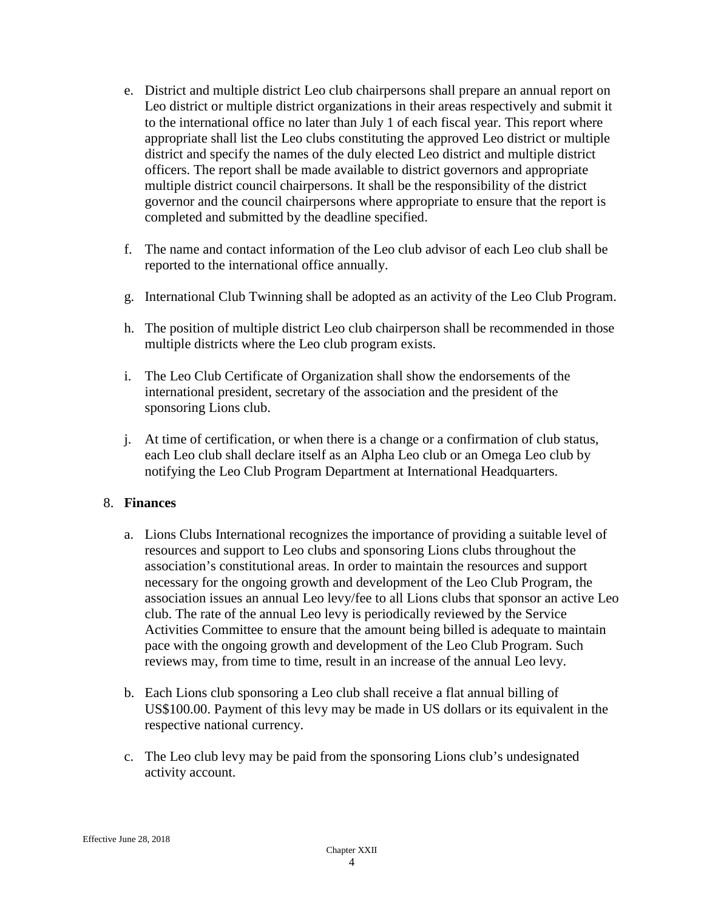e. District and multiple district Leo club chairpersons shall prepare an annual report on Leo district or multiple district organizations in their areas respectively and submit it to the international office no later than July 1 of each fiscal year. This report where appropriate shall list the Leo clubs constituting the approved Leo district or multiple district and specify the names of the duly elected Leo district and multiple district officers. The report shall be made available to district governors and appropriate multiple district council chairpersons. It shall be the responsibility of the district governor and the council chairpersons where appropriate to ensure that the report is completed and submitted by the deadline specified.

f. The name and contact information of the Leo club advisor of each Leo club shall be reported to the international office annually.

g. International Club Twinning shall be adopted as an activity of the Leo Club Program.

h. The position of multiple district Leo club chairperson shall be recommended in those multiple districts where the Leo club program exists.

i. The Leo Club Certificate of Organization shall show the endorsements of the international president, secretary of the association and the president of the sponsoring Lions club.

j. At time of certification, or when there is a change or a confirmation of club status, each Leo club shall declare itself as an Alpha Leo club or an Omega Leo club by notifying the Leo Club Program Department at International Headquarters.

8. **Finances**

a. Lions Clubs International recognizes the importance of providing a suitable level of resources and support to Leo clubs and sponsoring Lions clubs throughout the association's constitutional areas. In order to maintain the resources and support necessary for the ongoing growth and development of the Leo Club Program, the association issues an annual Leo levy/fee to all Lions clubs that sponsor an active Leo club. The rate of the annual Leo levy is periodically reviewed by the Service Activities Committee to ensure that the amount being billed is adequate to maintain pace with the ongoing growth and development of the Leo Club Program. Such reviews may, from time to time, result in an increase of the annual Leo levy.

b. Each Lions club sponsoring a Leo club shall receive a flat annual billing of US$100.00. Payment of this levy may be made in US dollars or its equivalent in the respective national currency.

c. The Leo club levy may be paid from the sponsoring Lions club's undesignated activity account.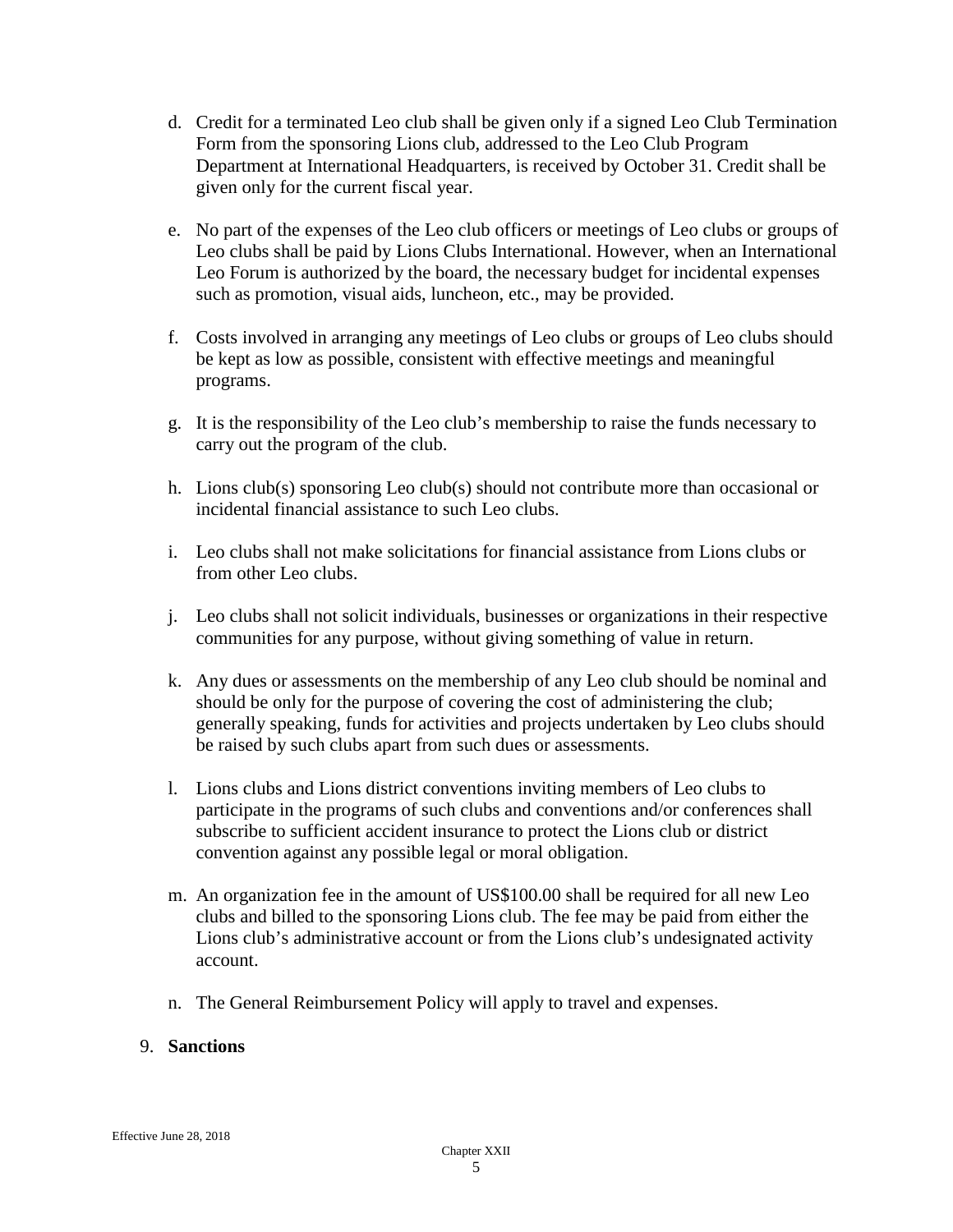d. Credit for a terminated Leo club shall be given only if a signed Leo Club Termination Form from the sponsoring Lions club, addressed to the Leo Club Program Department at International Headquarters, is received by October 31. Credit shall be given only for the current fiscal year.

e. No part of the expenses of the Leo club officers or meetings of Leo clubs or groups of Leo clubs shall be paid by Lions Clubs International. However, when an International Leo Forum is authorized by the board, the necessary budget for incidental expenses such as promotion, visual aids, luncheon, etc., may be provided.

f. Costs involved in arranging any meetings of Leo clubs or groups of Leo clubs should be kept as low as possible, consistent with effective meetings and meaningful programs.

g. It is the responsibility of the Leo club's membership to raise the funds necessary to carry out the program of the club.

h. Lions club(s) sponsoring Leo club(s) should not contribute more than occasional or incidental financial assistance to such Leo clubs.

i. Leo clubs shall not make solicitations for financial assistance from Lions clubs or from other Leo clubs.

j. Leo clubs shall not solicit individuals, businesses or organizations in their respective communities for any purpose, without giving something of value in return.

k. Any dues or assessments on the membership of any Leo club should be nominal and should be only for the purpose of covering the cost of administering the club; generally speaking, funds for activities and projects undertaken by Leo clubs should be raised by such clubs apart from such dues or assessments.

l. Lions clubs and Lions district conventions inviting members of Leo clubs to participate in the programs of such clubs and conventions and/or conferences shall subscribe to sufficient accident insurance to protect the Lions club or district convention against any possible legal or moral obligation.

m. An organization fee in the amount of US$100.00 shall be required for all new Leo clubs and billed to the sponsoring Lions club. The fee may be paid from either the Lions club's administrative account or from the Lions club's undesignated activity account.

n. The General Reimbursement Policy will apply to travel and expenses.

9. **Sanctions**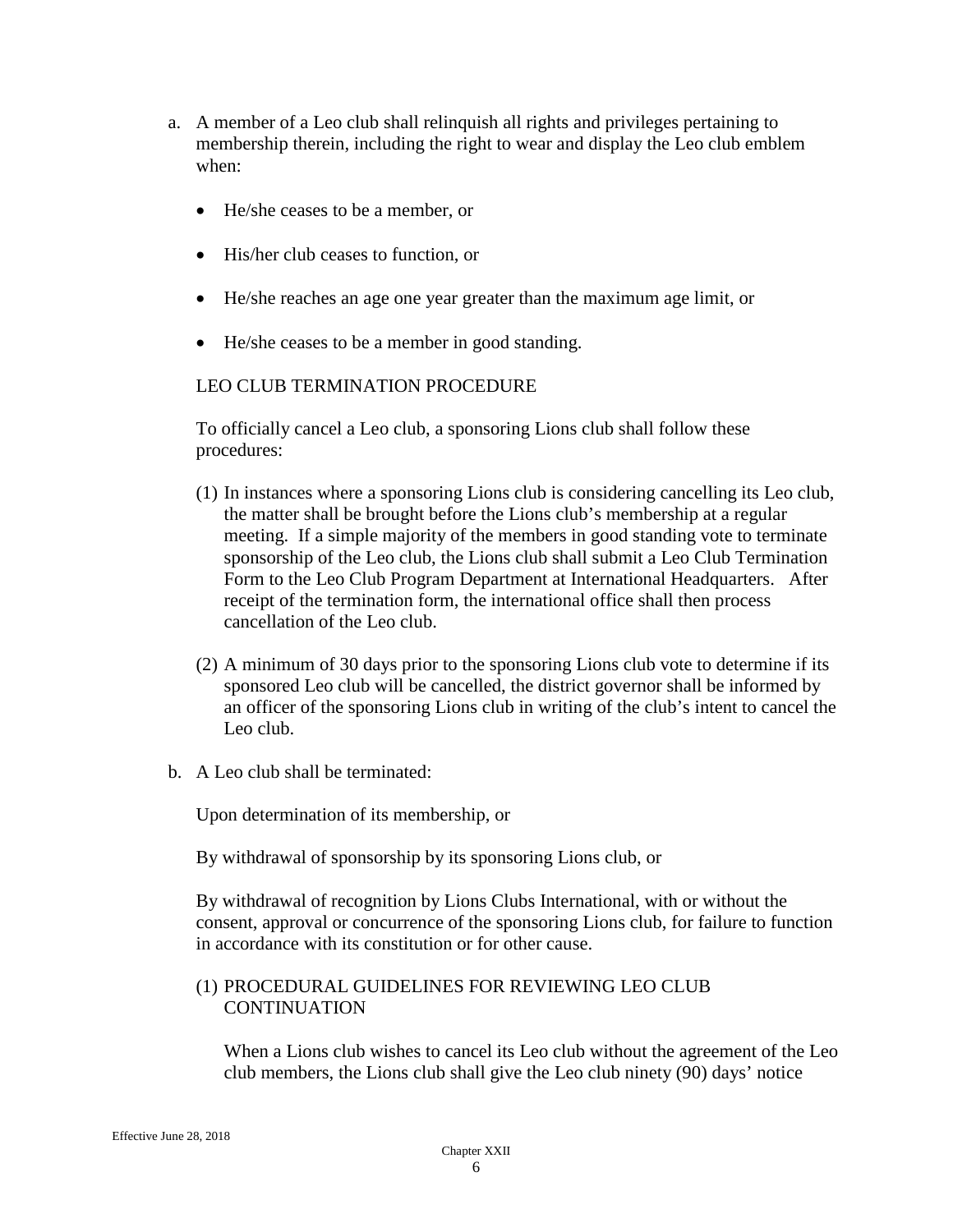a. A member of a Leo club shall relinquish all rights and privileges pertaining to membership therein, including the right to wear and display the Leo club emblem when:

   - He/she ceases to be a member, or
   - His/her club ceases to function, or
   - He/she reaches an age one year greater than the maximum age limit, or
   - He/she ceases to be a member in good standing.

   LEO CLUB TERMINATION PROCEDURE

   To officially cancel a Leo club, a sponsoring Lions club shall follow these procedures:

   (1) In instances where a sponsoring Lions club is considering cancelling its Leo club, the matter shall be brought before the Lions club's membership at a regular meeting. If a simple majority of the members in good standing vote to terminate sponsorship of the Leo club, the Lions club shall submit a Leo Club Termination Form to the Leo Club Program Department at International Headquarters. After receipt of the termination form, the international office shall then process cancellation of the Leo club.

   (2) A minimum of 30 days prior to the sponsoring Lions club vote to determine if its sponsored Leo club will be cancelled, the district governor shall be informed by an officer of the sponsoring Lions club in writing of the club's intent to cancel the Leo club.

b. A Leo club shall be terminated:

   Upon determination of its membership, or

   By withdrawal of sponsorship by its sponsoring Lions club, or

   By withdrawal of recognition by Lions Clubs International, with or without the consent, approval or concurrence of the sponsoring Lions club, for failure to function in accordance with its constitution or for other cause.

   (1) PROCEDURAL GUIDELINES FOR REVIEWING LEO CLUB CONTINUATION

   When a Lions club wishes to cancel its Leo club without the agreement of the Leo club members, the Lions club shall give the Leo club ninety (90) days' notice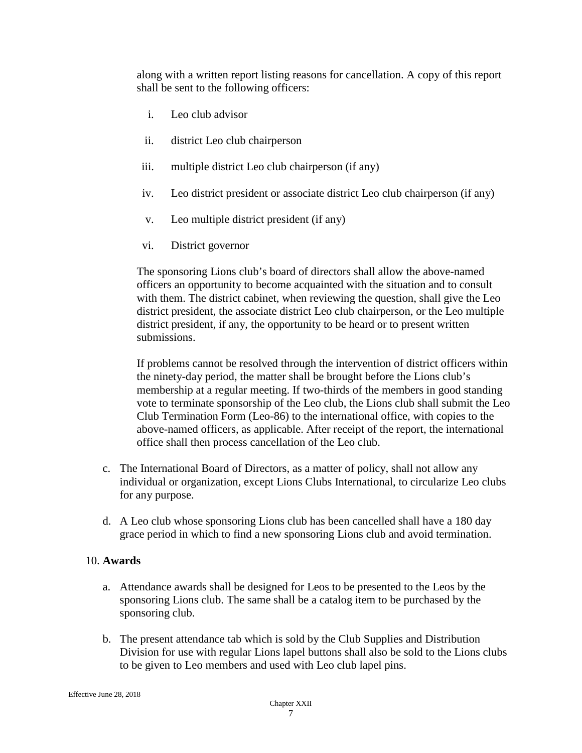along with a written report listing reasons for cancellation. A copy of this report shall be sent to the following officers:

i. Leo club advisor

ii. district Leo club chairperson

iii. multiple district Leo club chairperson (if any)

iv. Leo district president or associate district Leo club chairperson (if any)

v. Leo multiple district president (if any)

vi. District governor

The sponsoring Lions club's board of directors shall allow the above-named officers an opportunity to become acquainted with the situation and to consult with them. The district cabinet, when reviewing the question, shall give the Leo district president, the associate district Leo club chairperson, or the Leo multiple district president, if any, the opportunity to be heard or to present written submissions.

If problems cannot be resolved through the intervention of district officers within the ninety-day period, the matter shall be brought before the Lions club's membership at a regular meeting. If two-thirds of the members in good standing vote to terminate sponsorship of the Leo club, the Lions club shall submit the Leo Club Termination Form (Leo-86) to the international office, with copies to the above-named officers, as applicable. After receipt of the report, the international office shall then process cancellation of the Leo club.

c. The International Board of Directors, as a matter of policy, shall not allow any individual or organization, except Lions Clubs International, to circularize Leo clubs for any purpose.

d. A Leo club whose sponsoring Lions club has been cancelled shall have a 180 day grace period in which to find a new sponsoring Lions club and avoid termination.

10. **Awards**

a. Attendance awards shall be designed for Leos to be presented to the Leos by the sponsoring Lions club. The same shall be a catalog item to be purchased by the sponsoring club.

b. The present attendance tab which is sold by the Club Supplies and Distribution Division for use with regular Lions lapel buttons shall also be sold to the Lions clubs to be given to Leo members and used with Leo club lapel pins.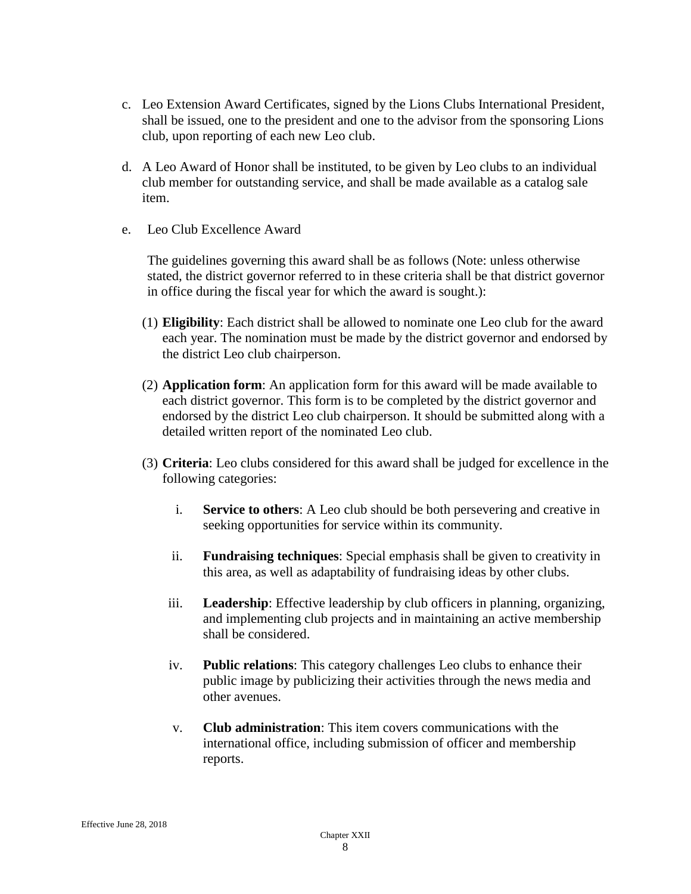c. Leo Extension Award Certificates, signed by the Lions Clubs International President, shall be issued, one to the president and one to the advisor from the sponsoring Lions club, upon reporting of each new Leo club.

d. A Leo Award of Honor shall be instituted, to be given by Leo clubs to an individual club member for outstanding service, and shall be made available as a catalog sale item.

e. Leo Club Excellence Award

   The guidelines governing this award shall be as follows (Note: unless otherwise stated, the district governor referred to in these criteria shall be that district governor in office during the fiscal year for which the award is sought.):

   (1) **Eligibility**: Each district shall be allowed to nominate one Leo club for the award each year. The nomination must be made by the district governor and endorsed by the district Leo club chairperson.

   (2) **Application form**: An application form for this award will be made available to each district governor. This form is to be completed by the district governor and endorsed by the district Leo club chairperson. It should be submitted along with a detailed written report of the nominated Leo club.

   (3) **Criteria**: Leo clubs considered for this award shall be judged for excellence in the following categories:

      i. **Service to others**: A Leo club should be both persevering and creative in seeking opportunities for service within its community.

      ii. **Fundraising techniques**: Special emphasis shall be given to creativity in this area, as well as adaptability of fundraising ideas by other clubs.

      iii. **Leadership**: Effective leadership by club officers in planning, organizing, and implementing club projects and in maintaining an active membership shall be considered.

      iv. **Public relations**: This category challenges Leo clubs to enhance their public image by publicizing their activities through the news media and other avenues.

      v. **Club administration**: This item covers communications with the international office, including submission of officer and membership reports.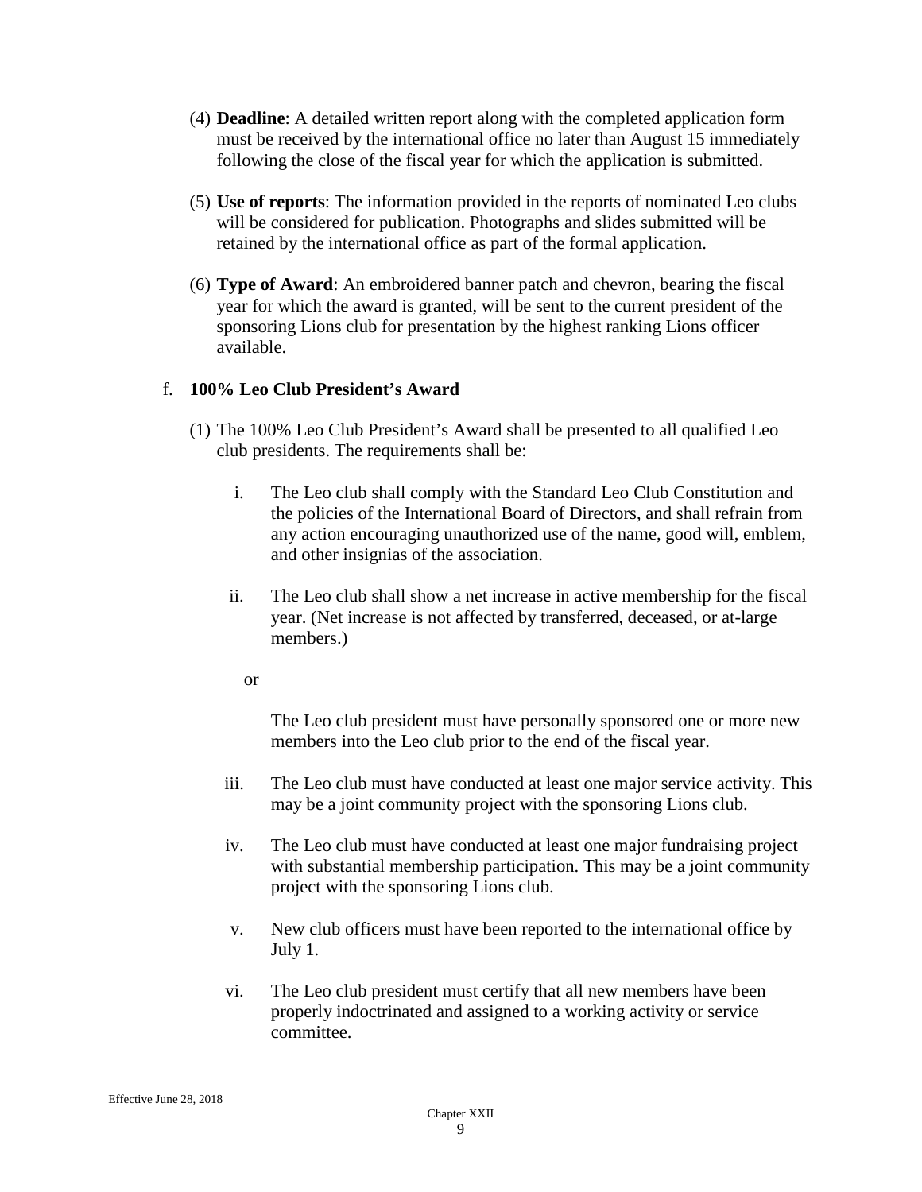(4) **Deadline**: A detailed written report along with the completed application form must be received by the international office no later than August 15 immediately following the close of the fiscal year for which the application is submitted.

(5) **Use of reports**: The information provided in the reports of nominated Leo clubs will be considered for publication. Photographs and slides submitted will be retained by the international office as part of the formal application.

(6) **Type of Award**: An embroidered banner patch and chevron, bearing the fiscal year for which the award is granted, will be sent to the current president of the sponsoring Lions club for presentation by the highest ranking Lions officer available.

f. **100% Leo Club President's Award**

(1) The 100% Leo Club President's Award shall be presented to all qualified Leo club presidents. The requirements shall be:

i. The Leo club shall comply with the Standard Leo Club Constitution and the policies of the International Board of Directors, and shall refrain from any action encouraging unauthorized use of the name, good will, emblem, and other insignias of the association.

ii. The Leo club shall show a net increase in active membership for the fiscal year. (Net increase is not affected by transferred, deceased, or at-large members.)

or

The Leo club president must have personally sponsored one or more new members into the Leo club prior to the end of the fiscal year.

iii. The Leo club must have conducted at least one major service activity. This may be a joint community project with the sponsoring Lions club.

iv. The Leo club must have conducted at least one major fundraising project with substantial membership participation. This may be a joint community project with the sponsoring Lions club.

v. New club officers must have been reported to the international office by July 1.

vi. The Leo club president must certify that all new members have been properly indoctrinated and assigned to a working activity or service committee.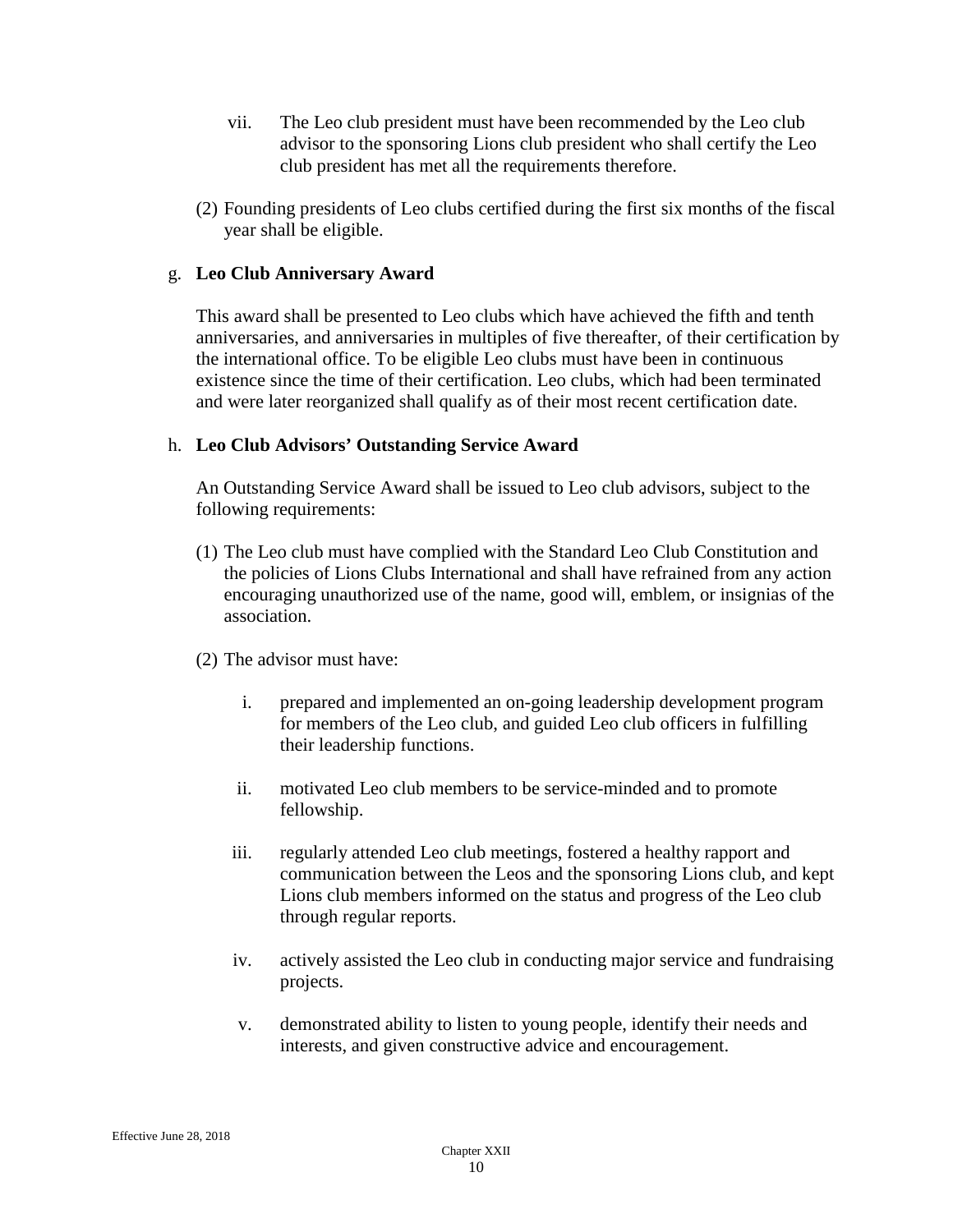vii. The Leo club president must have been recommended by the Leo club advisor to the sponsoring Lions club president who shall certify the Leo club president has met all the requirements therefore.

(2) Founding presidents of Leo clubs certified during the first six months of the fiscal year shall be eligible.

g. **Leo Club Anniversary Award**

This award shall be presented to Leo clubs which have achieved the fifth and tenth anniversaries, and anniversaries in multiples of five thereafter, of their certification by the international office. To be eligible Leo clubs must have been in continuous existence since the time of their certification. Leo clubs, which had been terminated and were later reorganized shall qualify as of their most recent certification date.

h. **Leo Club Advisors' Outstanding Service Award**

An Outstanding Service Award shall be issued to Leo club advisors, subject to the following requirements:

(1) The Leo club must have complied with the Standard Leo Club Constitution and the policies of Lions Clubs International and shall have refrained from any action encouraging unauthorized use of the name, good will, emblem, or insignias of the association.

(2) The advisor must have:

i. prepared and implemented an on-going leadership development program for members of the Leo club, and guided Leo club officers in fulfilling their leadership functions.

ii. motivated Leo club members to be service-minded and to promote fellowship.

iii. regularly attended Leo club meetings, fostered a healthy rapport and communication between the Leos and the sponsoring Lions club, and kept Lions club members informed on the status and progress of the Leo club through regular reports.

iv. actively assisted the Leo club in conducting major service and fundraising projects.

v. demonstrated ability to listen to young people, identify their needs and interests, and given constructive advice and encouragement.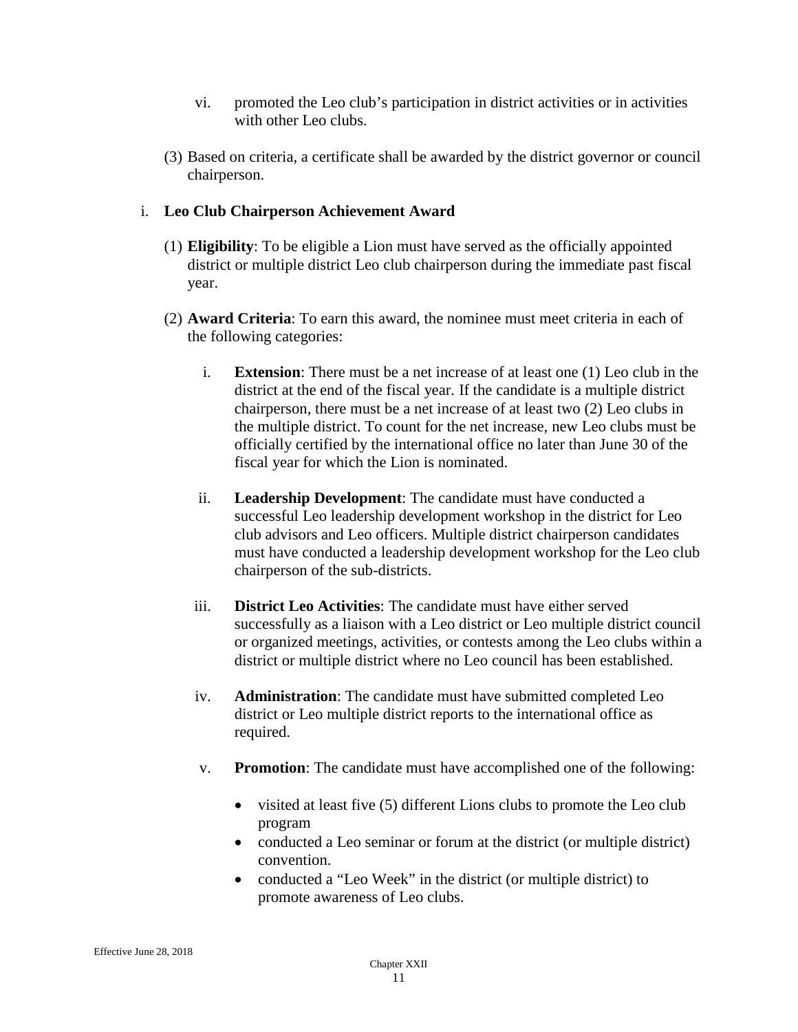vi. promoted the Leo club's participation in district activities or in activities with other Leo clubs.

(3) Based on criteria, a certificate shall be awarded by the district governor or council chairperson.

i. **Leo Club Chairperson Achievement Award**

(1) **Eligibility**: To be eligible a Lion must have served as the officially appointed district or multiple district Leo club chairperson during the immediate past fiscal year.

(2) **Award Criteria**: To earn this award, the nominee must meet criteria in each of the following categories:

i. **Extension**: There must be a net increase of at least one (1) Leo club in the district at the end of the fiscal year. If the candidate is a multiple district chairperson, there must be a net increase of at least two (2) Leo clubs in the multiple district. To count for the net increase, new Leo clubs must be officially certified by the international office no later than June 30 of the fiscal year for which the Lion is nominated.

ii. **Leadership Development**: The candidate must have conducted a successful Leo leadership development workshop in the district for Leo club advisors and Leo officers. Multiple district chairperson candidates must have conducted a leadership development workshop for the Leo club chairperson of the sub-districts.

iii. **District Leo Activities**: The candidate must have either served successfully as a liaison with a Leo district or Leo multiple district council or organized meetings, activities, or contests among the Leo clubs within a district or multiple district where no Leo council has been established.

iv. **Administration**: The candidate must have submitted completed Leo district or Leo multiple district reports to the international office as required.

v. **Promotion**: The candidate must have accomplished one of the following:

- visited at least five (5) different Lions clubs to promote the Leo club program
- conducted a Leo seminar or forum at the district (or multiple district) convention.
- conducted a "Leo Week" in the district (or multiple district) to promote awareness of Leo clubs.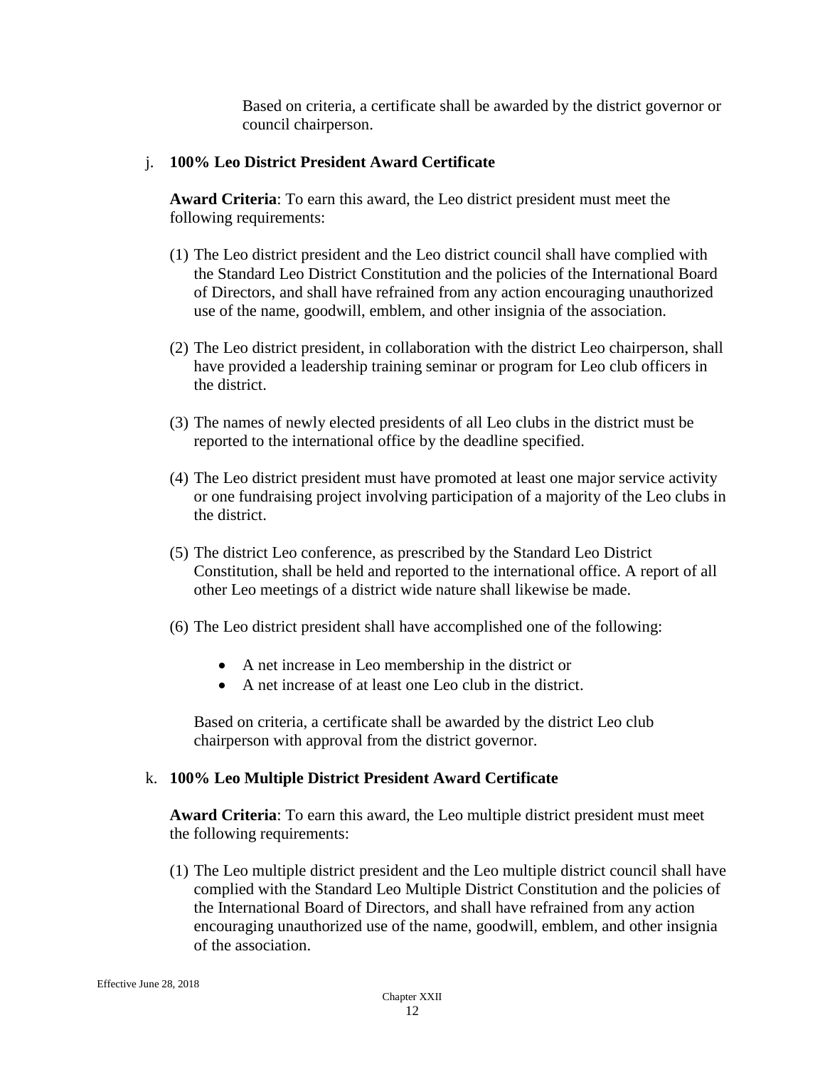Based on criteria, a certificate shall be awarded by the district governor or council chairperson.

j. **100% Leo District President Award Certificate**

**Award Criteria**: To earn this award, the Leo district president must meet the following requirements:

(1) The Leo district president and the Leo district council shall have complied with the Standard Leo District Constitution and the policies of the International Board of Directors, and shall have refrained from any action encouraging unauthorized use of the name, goodwill, emblem, and other insignia of the association.

(2) The Leo district president, in collaboration with the district Leo chairperson, shall have provided a leadership training seminar or program for Leo club officers in the district.

(3) The names of newly elected presidents of all Leo clubs in the district must be reported to the international office by the deadline specified.

(4) The Leo district president must have promoted at least one major service activity or one fundraising project involving participation of a majority of the Leo clubs in the district.

(5) The district Leo conference, as prescribed by the Standard Leo District Constitution, shall be held and reported to the international office. A report of all other Leo meetings of a district wide nature shall likewise be made.

(6) The Leo district president shall have accomplished one of the following:

- A net increase in Leo membership in the district or
- A net increase of at least one Leo club in the district.

Based on criteria, a certificate shall be awarded by the district Leo club chairperson with approval from the district governor.

k. **100% Leo Multiple District President Award Certificate**

**Award Criteria**: To earn this award, the Leo multiple district president must meet the following requirements:

(1) The Leo multiple district president and the Leo multiple district council shall have complied with the Standard Leo Multiple District Constitution and the policies of the International Board of Directors, and shall have refrained from any action encouraging unauthorized use of the name, goodwill, emblem, and other insignia of the association.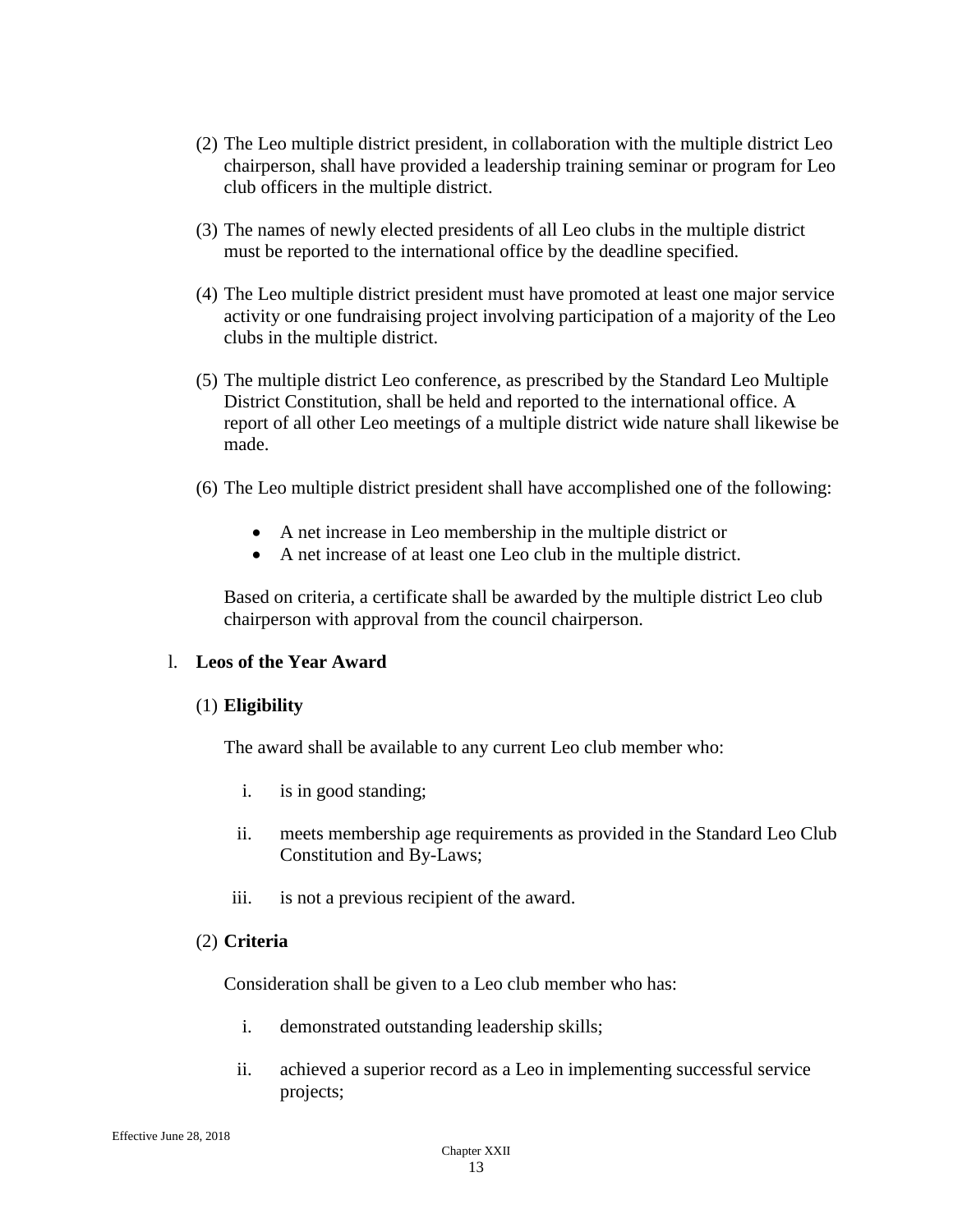(2) The Leo multiple district president, in collaboration with the multiple district Leo chairperson, shall have provided a leadership training seminar or program for Leo club officers in the multiple district.

(3) The names of newly elected presidents of all Leo clubs in the multiple district must be reported to the international office by the deadline specified.

(4) The Leo multiple district president must have promoted at least one major service activity or one fundraising project involving participation of a majority of the Leo clubs in the multiple district.

(5) The multiple district Leo conference, as prescribed by the Standard Leo Multiple District Constitution, shall be held and reported to the international office. A report of all other Leo meetings of a multiple district wide nature shall likewise be made.

(6) The Leo multiple district president shall have accomplished one of the following:

- A net increase in Leo membership in the multiple district or
- A net increase of at least one Leo club in the multiple district.

Based on criteria, a certificate shall be awarded by the multiple district Leo club chairperson with approval from the council chairperson.

l. **Leos of the Year Award**

(1) **Eligibility**

The award shall be available to any current Leo club member who:

i. is in good standing;

ii. meets membership age requirements as provided in the Standard Leo Club Constitution and By-Laws;

iii. is not a previous recipient of the award.

(2) **Criteria**

Consideration shall be given to a Leo club member who has:

i. demonstrated outstanding leadership skills;

ii. achieved a superior record as a Leo in implementing successful service projects;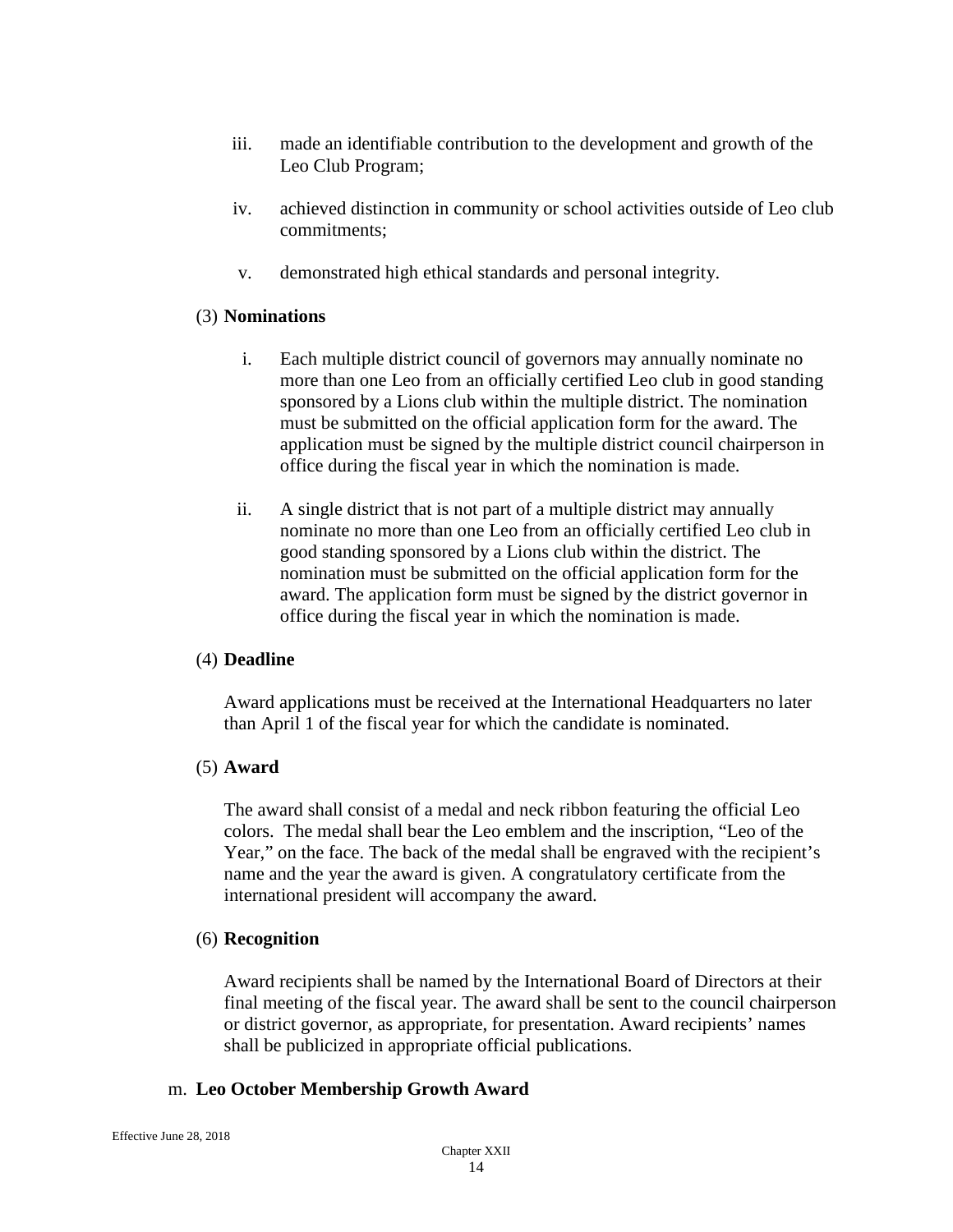iii. made an identifiable contribution to the development and growth of the Leo Club Program;

iv. achieved distinction in community or school activities outside of Leo club commitments;

v. demonstrated high ethical standards and personal integrity.

(3) **Nominations**

i. Each multiple district council of governors may annually nominate no more than one Leo from an officially certified Leo club in good standing sponsored by a Lions club within the multiple district. The nomination must be submitted on the official application form for the award. The application must be signed by the multiple district council chairperson in office during the fiscal year in which the nomination is made.

ii. A single district that is not part of a multiple district may annually nominate no more than one Leo from an officially certified Leo club in good standing sponsored by a Lions club within the district. The nomination must be submitted on the official application form for the award. The application form must be signed by the district governor in office during the fiscal year in which the nomination is made.

(4) **Deadline**

Award applications must be received at the International Headquarters no later than April 1 of the fiscal year for which the candidate is nominated.

(5) **Award**

The award shall consist of a medal and neck ribbon featuring the official Leo colors. The medal shall bear the Leo emblem and the inscription, "Leo of the Year," on the face. The back of the medal shall be engraved with the recipient's name and the year the award is given. A congratulatory certificate from the international president will accompany the award.

(6) **Recognition**

Award recipients shall be named by the International Board of Directors at their final meeting of the fiscal year. The award shall be sent to the council chairperson or district governor, as appropriate, for presentation. Award recipients' names shall be publicized in appropriate official publications.

m. **Leo October Membership Growth Award**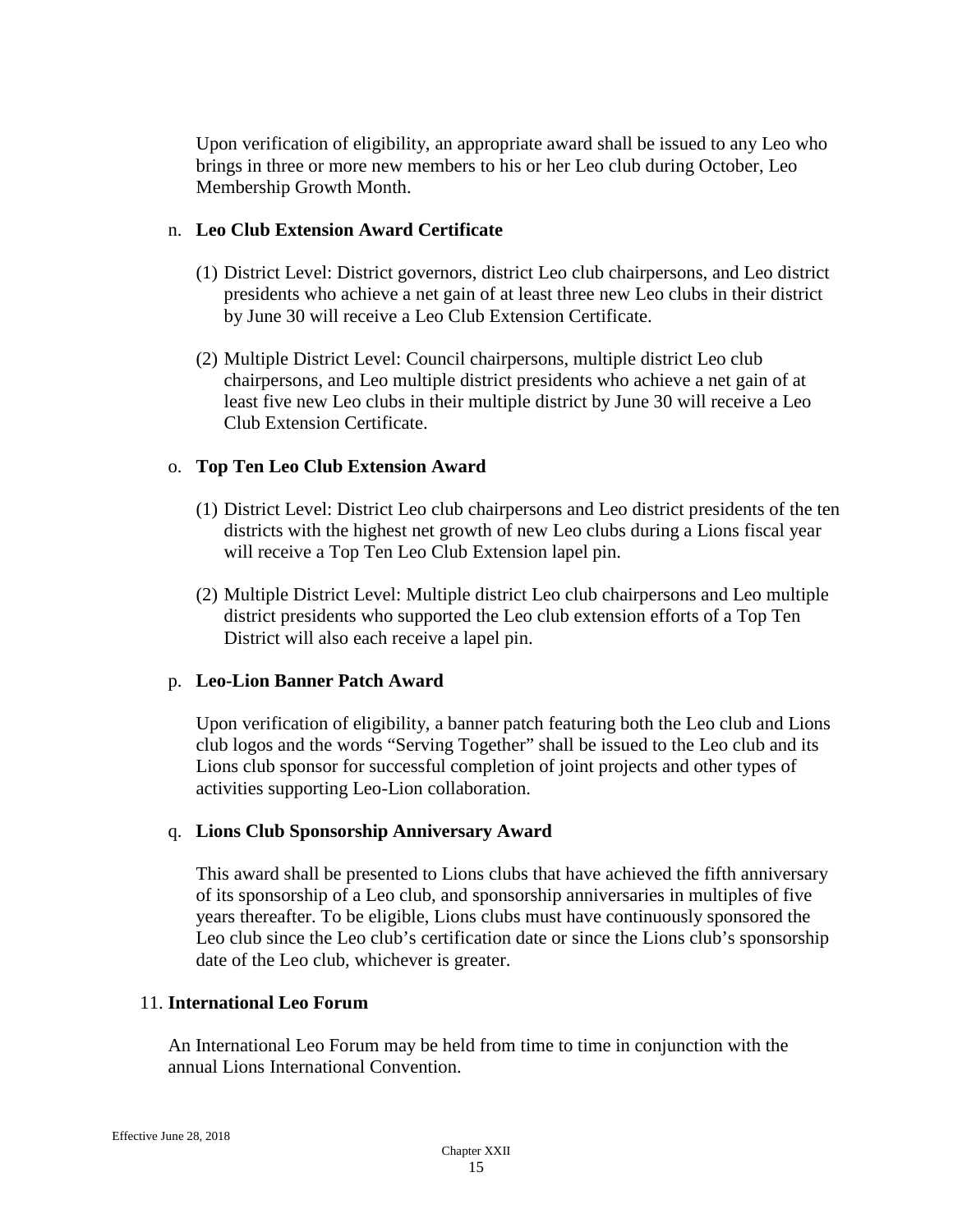Upon verification of eligibility, an appropriate award shall be issued to any Leo who brings in three or more new members to his or her Leo club during October, Leo Membership Growth Month.

n. **Leo Club Extension Award Certificate**

(1) District Level: District governors, district Leo club chairpersons, and Leo district presidents who achieve a net gain of at least three new Leo clubs in their district by June 30 will receive a Leo Club Extension Certificate.

(2) Multiple District Level: Council chairpersons, multiple district Leo club chairpersons, and Leo multiple district presidents who achieve a net gain of at least five new Leo clubs in their multiple district by June 30 will receive a Leo Club Extension Certificate.

o. **Top Ten Leo Club Extension Award**

(1) District Level: District Leo club chairpersons and Leo district presidents of the ten districts with the highest net growth of new Leo clubs during a Lions fiscal year will receive a Top Ten Leo Club Extension lapel pin.

(2) Multiple District Level: Multiple district Leo club chairpersons and Leo multiple district presidents who supported the Leo club extension efforts of a Top Ten District will also each receive a lapel pin.

p. **Leo-Lion Banner Patch Award**

Upon verification of eligibility, a banner patch featuring both the Leo club and Lions club logos and the words "Serving Together" shall be issued to the Leo club and its Lions club sponsor for successful completion of joint projects and other types of activities supporting Leo-Lion collaboration.

q. **Lions Club Sponsorship Anniversary Award**

This award shall be presented to Lions clubs that have achieved the fifth anniversary of its sponsorship of a Leo club, and sponsorship anniversaries in multiples of five years thereafter. To be eligible, Lions clubs must have continuously sponsored the Leo club since the Leo club's certification date or since the Lions club's sponsorship date of the Leo club, whichever is greater.

11. **International Leo Forum**

An International Leo Forum may be held from time to time in conjunction with the annual Lions International Convention.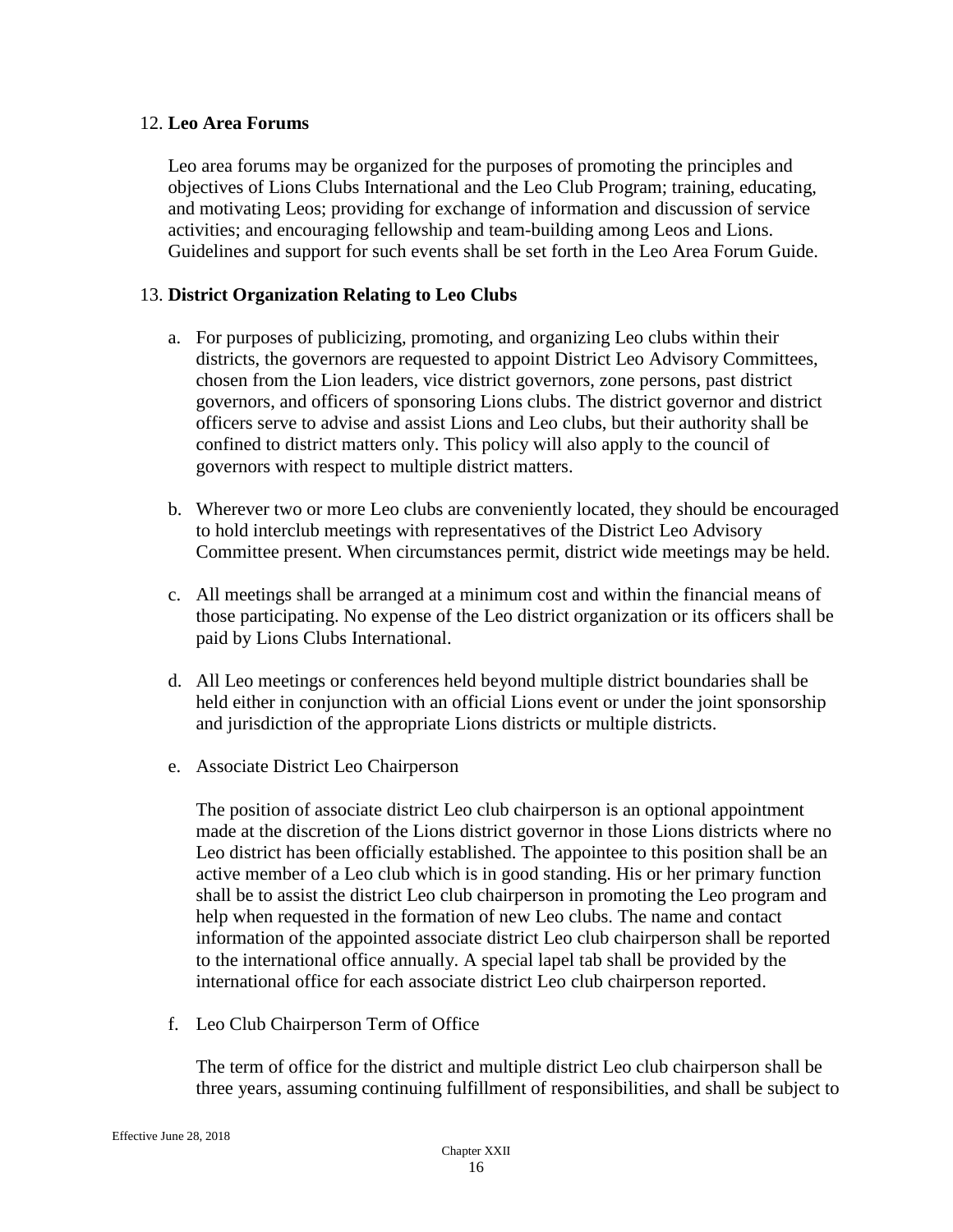12. **Leo Area Forums**

Leo area forums may be organized for the purposes of promoting the principles and objectives of Lions Clubs International and the Leo Club Program; training, educating, and motivating Leos; providing for exchange of information and discussion of service activities; and encouraging fellowship and team-building among Leos and Lions. Guidelines and support for such events shall be set forth in the Leo Area Forum Guide.

13. **District Organization Relating to Leo Clubs**

a. For purposes of publicizing, promoting, and organizing Leo clubs within their districts, the governors are requested to appoint District Leo Advisory Committees, chosen from the Lion leaders, vice district governors, zone persons, past district governors, and officers of sponsoring Lions clubs. The district governor and district officers serve to advise and assist Lions and Leo clubs, but their authority shall be confined to district matters only. This policy will also apply to the council of governors with respect to multiple district matters.

b. Wherever two or more Leo clubs are conveniently located, they should be encouraged to hold interclub meetings with representatives of the District Leo Advisory Committee present. When circumstances permit, district wide meetings may be held.

c. All meetings shall be arranged at a minimum cost and within the financial means of those participating. No expense of the Leo district organization or its officers shall be paid by Lions Clubs International.

d. All Leo meetings or conferences held beyond multiple district boundaries shall be held either in conjunction with an official Lions event or under the joint sponsorship and jurisdiction of the appropriate Lions districts or multiple districts.

e. Associate District Leo Chairperson

   The position of associate district Leo club chairperson is an optional appointment made at the discretion of the Lions district governor in those Lions districts where no Leo district has been officially established. The appointee to this position shall be an active member of a Leo club which is in good standing. His or her primary function shall be to assist the district Leo club chairperson in promoting the Leo program and help when requested in the formation of new Leo clubs. The name and contact information of the appointed associate district Leo club chairperson shall be reported to the international office annually. A special lapel tab shall be provided by the international office for each associate district Leo club chairperson reported.

f. Leo Club Chairperson Term of Office

   The term of office for the district and multiple district Leo club chairperson shall be three years, assuming continuing fulfillment of responsibilities, and shall be subject to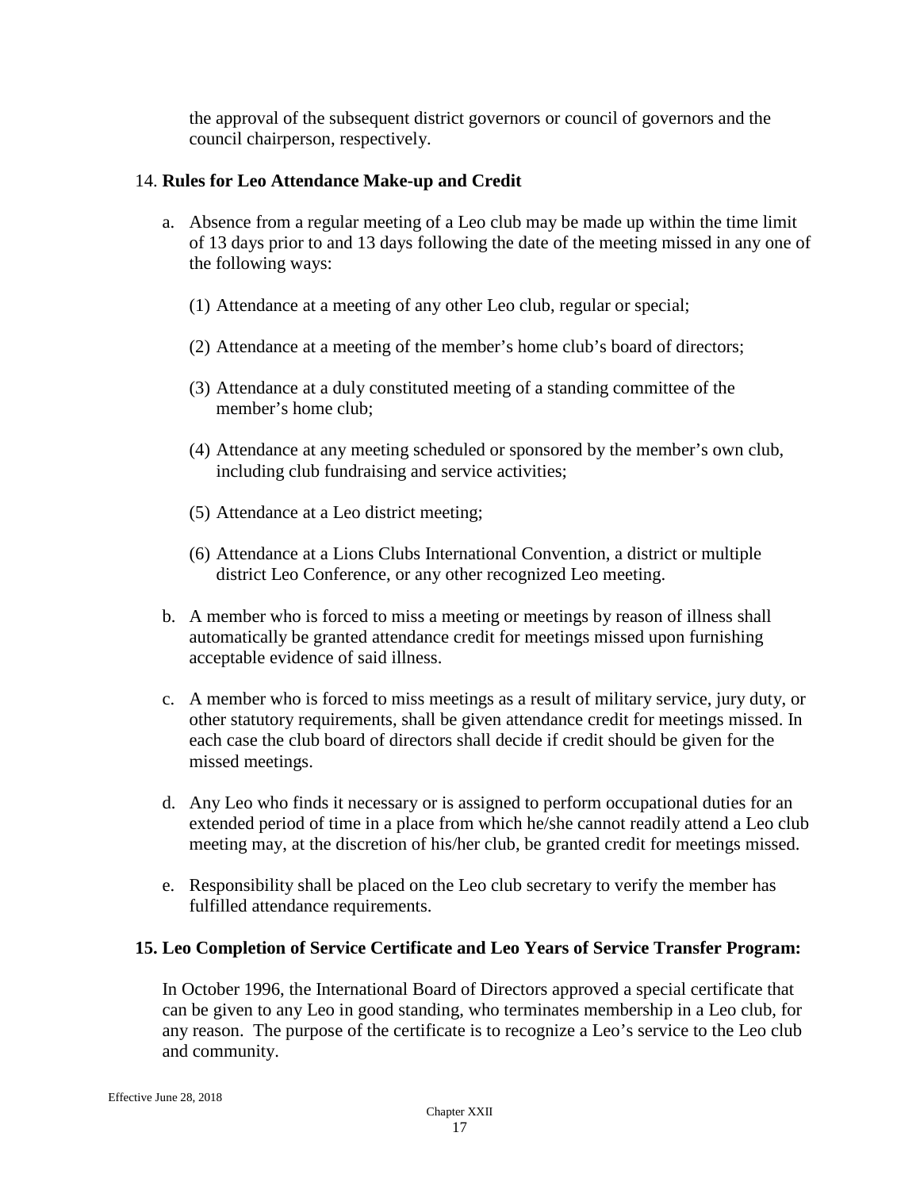the approval of the subsequent district governors or council of governors and the council chairperson, respectively.

14. **Rules for Leo Attendance Make-up and Credit**

a. Absence from a regular meeting of a Leo club may be made up within the time limit of 13 days prior to and 13 days following the date of the meeting missed in any one of the following ways:

(1) Attendance at a meeting of any other Leo club, regular or special;

(2) Attendance at a meeting of the member's home club's board of directors;

(3) Attendance at a duly constituted meeting of a standing committee of the member's home club;

(4) Attendance at any meeting scheduled or sponsored by the member's own club, including club fundraising and service activities;

(5) Attendance at a Leo district meeting;

(6) Attendance at a Lions Clubs International Convention, a district or multiple district Leo Conference, or any other recognized Leo meeting.

b. A member who is forced to miss a meeting or meetings by reason of illness shall automatically be granted attendance credit for meetings missed upon furnishing acceptable evidence of said illness.

c. A member who is forced to miss meetings as a result of military service, jury duty, or other statutory requirements, shall be given attendance credit for meetings missed. In each case the club board of directors shall decide if credit should be given for the missed meetings.

d. Any Leo who finds it necessary or is assigned to perform occupational duties for an extended period of time in a place from which he/she cannot readily attend a Leo club meeting may, at the discretion of his/her club, be granted credit for meetings missed.

e. Responsibility shall be placed on the Leo club secretary to verify the member has fulfilled attendance requirements.

**15. Leo Completion of Service Certificate and Leo Years of Service Transfer Program:**

In October 1996, the International Board of Directors approved a special certificate that can be given to any Leo in good standing, who terminates membership in a Leo club, for any reason. The purpose of the certificate is to recognize a Leo's service to the Leo club and community.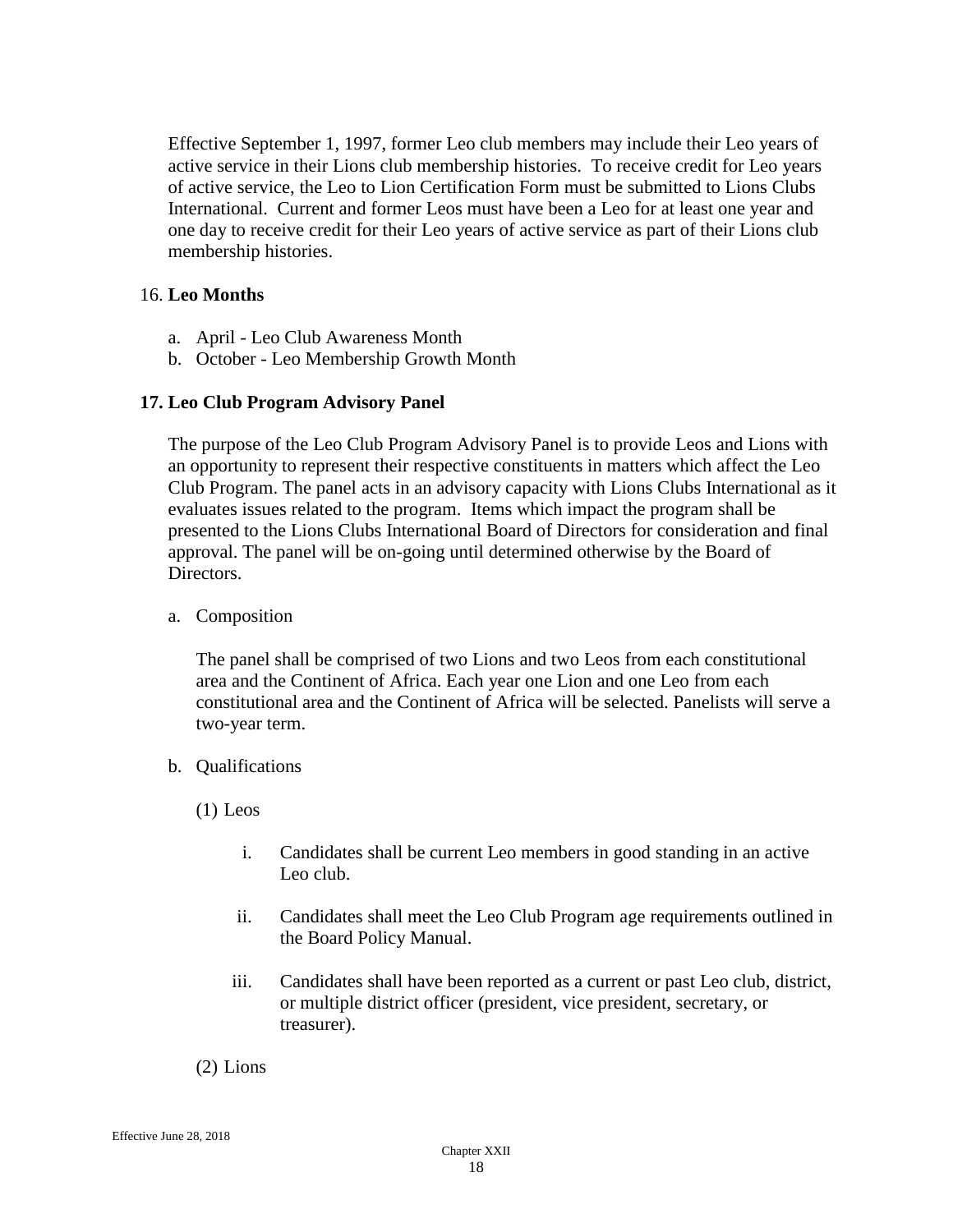Effective September 1, 1997, former Leo club members may include their Leo years of active service in their Lions club membership histories. To receive credit for Leo years of active service, the Leo to Lion Certification Form must be submitted to Lions Clubs International. Current and former Leos must have been a Leo for at least one year and one day to receive credit for their Leo years of active service as part of their Lions club membership histories.

16. **Leo Months**

a. April - Leo Club Awareness Month
b. October - Leo Membership Growth Month

**17. Leo Club Program Advisory Panel**

The purpose of the Leo Club Program Advisory Panel is to provide Leos and Lions with an opportunity to represent their respective constituents in matters which affect the Leo Club Program. The panel acts in an advisory capacity with Lions Clubs International as it evaluates issues related to the program. Items which impact the program shall be presented to the Lions Clubs International Board of Directors for consideration and final approval. The panel will be on-going until determined otherwise by the Board of Directors.

a. Composition

The panel shall be comprised of two Lions and two Leos from each constitutional area and the Continent of Africa. Each year one Lion and one Leo from each constitutional area and the Continent of Africa will be selected. Panelists will serve a two-year term.

b. Qualifications

(1) Leos

i. Candidates shall be current Leo members in good standing in an active Leo club.

ii. Candidates shall meet the Leo Club Program age requirements outlined in the Board Policy Manual.

iii. Candidates shall have been reported as a current or past Leo club, district, or multiple district officer (president, vice president, secretary, or treasurer).

(2) Lions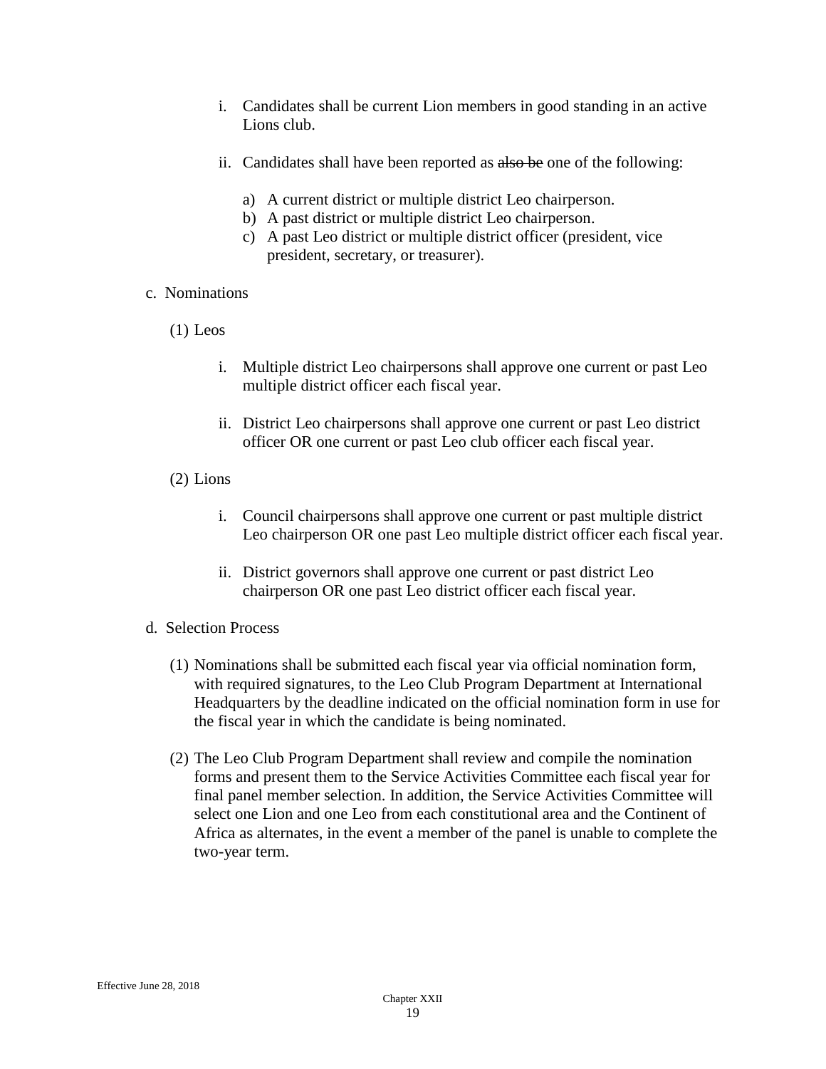i. Candidates shall be current Lion members in good standing in an active Lions club.

ii. Candidates shall have been reported as ~~also be~~ one of the following:

   a) A current district or multiple district Leo chairperson.
   b) A past district or multiple district Leo chairperson.
   c) A past Leo district or multiple district officer (president, vice president, secretary, or treasurer).

c. Nominations

(1) Leos

i. Multiple district Leo chairpersons shall approve one current or past Leo multiple district officer each fiscal year.

ii. District Leo chairpersons shall approve one current or past Leo district officer OR one current or past Leo club officer each fiscal year.

(2) Lions

i. Council chairpersons shall approve one current or past multiple district Leo chairperson OR one past Leo multiple district officer each fiscal year.

ii. District governors shall approve one current or past district Leo chairperson OR one past Leo district officer each fiscal year.

d. Selection Process

(1) Nominations shall be submitted each fiscal year via official nomination form, with required signatures, to the Leo Club Program Department at International Headquarters by the deadline indicated on the official nomination form in use for the fiscal year in which the candidate is being nominated.

(2) The Leo Club Program Department shall review and compile the nomination forms and present them to the Service Activities Committee each fiscal year for final panel member selection. In addition, the Service Activities Committee will select one Lion and one Leo from each constitutional area and the Continent of Africa as alternates, in the event a member of the panel is unable to complete the two-year term.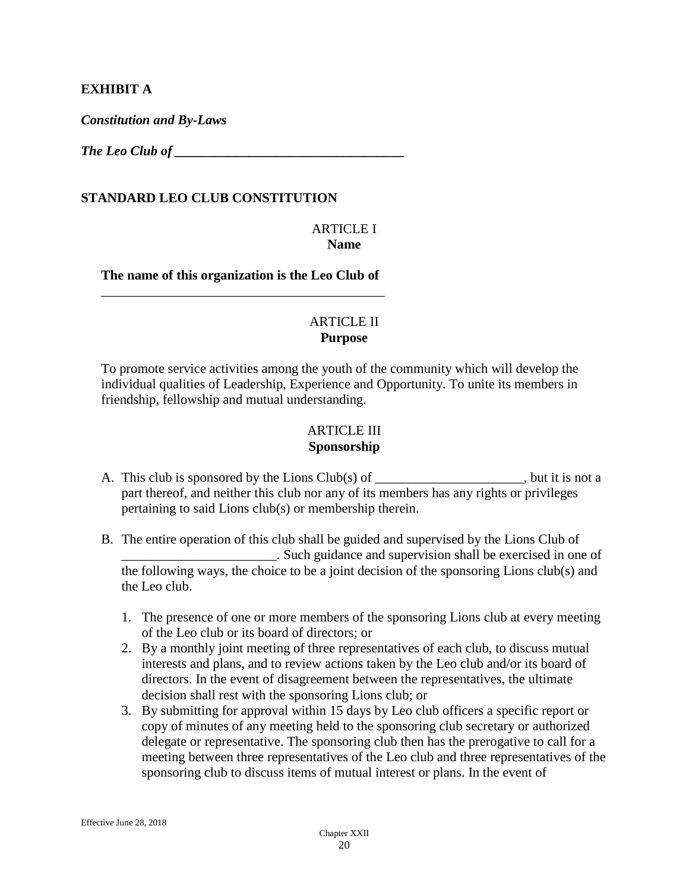**EXHIBIT A**

***Constitution and By-Laws***

***The Leo Club of \_\_\_\_\_\_\_\_\_\_\_\_\_\_\_\_\_\_\_\_\_\_\_\_\_\_\_\_\_\_\_\_\_\_\_***

## STANDARD LEO CLUB CONSTITUTION

### ARTICLE I
**Name**

**The name of this organization is the Leo Club of \_\_\_\_\_\_\_\_\_\_\_\_\_\_\_\_\_\_\_\_\_\_\_\_\_\_\_\_\_\_\_\_\_\_\_\_\_\_\_\_\_\_\_\_**

### ARTICLE II
**Purpose**

To promote service activities among the youth of the community which will develop the individual qualities of Leadership, Experience and Opportunity. To unite its members in friendship, fellowship and mutual understanding.

### ARTICLE III
**Sponsorship**

A. This club is sponsored by the Lions Club(s) of \_\_\_\_\_\_\_\_\_\_\_\_\_\_\_\_\_\_\_\_\_\_, but it is not a part thereof, and neither this club nor any of its members has any rights or privileges pertaining to said Lions club(s) or membership therein.

B. The entire operation of this club shall be guided and supervised by the Lions Club of \_\_\_\_\_\_\_\_\_\_\_\_\_\_\_\_\_\_\_\_\_\_\_. Such guidance and supervision shall be exercised in one of the following ways, the choice to be a joint decision of the sponsoring Lions club(s) and the Leo club.

   1. The presence of one or more members of the sponsoring Lions club at every meeting of the Leo club or its board of directors; or
   2. By a monthly joint meeting of three representatives of each club, to discuss mutual interests and plans, and to review actions taken by the Leo club and/or its board of directors. In the event of disagreement between the representatives, the ultimate decision shall rest with the sponsoring Lions club; or
   3. By submitting for approval within 15 days by Leo club officers a specific report or copy of minutes of any meeting held to the sponsoring club secretary or authorized delegate or representative. The sponsoring club then has the prerogative to call for a meeting between three representatives of the Leo club and three representatives of the sponsoring club to discuss items of mutual interest or plans. In the event of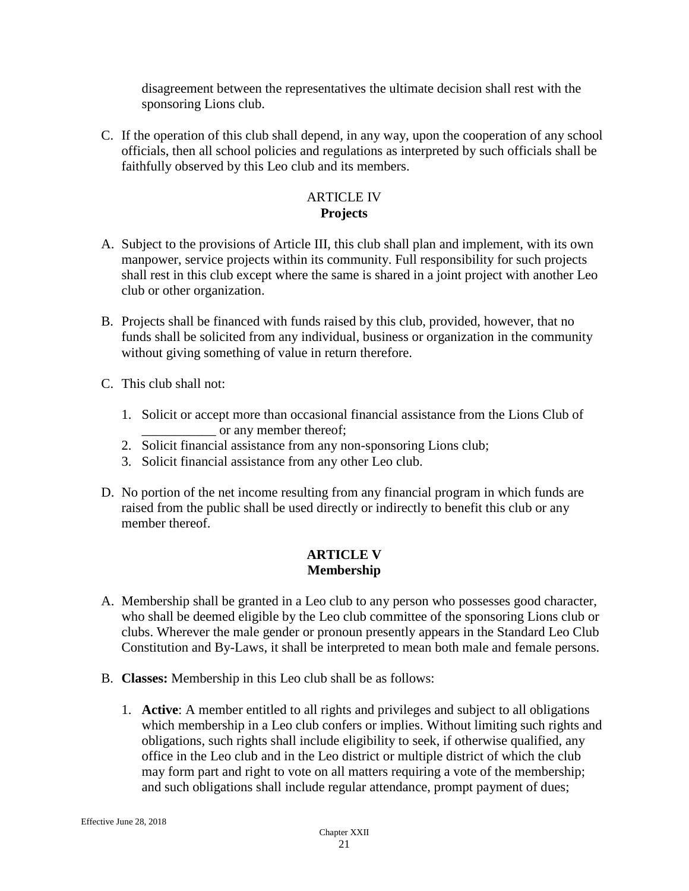disagreement between the representatives the ultimate decision shall rest with the sponsoring Lions club.

C. If the operation of this club shall depend, in any way, upon the cooperation of any school officials, then all school policies and regulations as interpreted by such officials shall be faithfully observed by this Leo club and its members.

## ARTICLE IV
## Projects

A. Subject to the provisions of Article III, this club shall plan and implement, with its own manpower, service projects within its community. Full responsibility for such projects shall rest in this club except where the same is shared in a joint project with another Leo club or other organization.

B. Projects shall be financed with funds raised by this club, provided, however, that no funds shall be solicited from any individual, business or organization in the community without giving something of value in return therefore.

C. This club shall not:

   1. Solicit or accept more than occasional financial assistance from the Lions Club of ___________ or any member thereof;
   2. Solicit financial assistance from any non-sponsoring Lions club;
   3. Solicit financial assistance from any other Leo club.

D. No portion of the net income resulting from any financial program in which funds are raised from the public shall be used directly or indirectly to benefit this club or any member thereof.

## ARTICLE V
## Membership

A. Membership shall be granted in a Leo club to any person who possesses good character, who shall be deemed eligible by the Leo club committee of the sponsoring Lions club or clubs. Wherever the male gender or pronoun presently appears in the Standard Leo Club Constitution and By-Laws, it shall be interpreted to mean both male and female persons.

B. **Classes:** Membership in this Leo club shall be as follows:

   1. **Active**: A member entitled to all rights and privileges and subject to all obligations which membership in a Leo club confers or implies. Without limiting such rights and obligations, such rights shall include eligibility to seek, if otherwise qualified, any office in the Leo club and in the Leo district or multiple district of which the club may form part and right to vote on all matters requiring a vote of the membership; and such obligations shall include regular attendance, prompt payment of dues;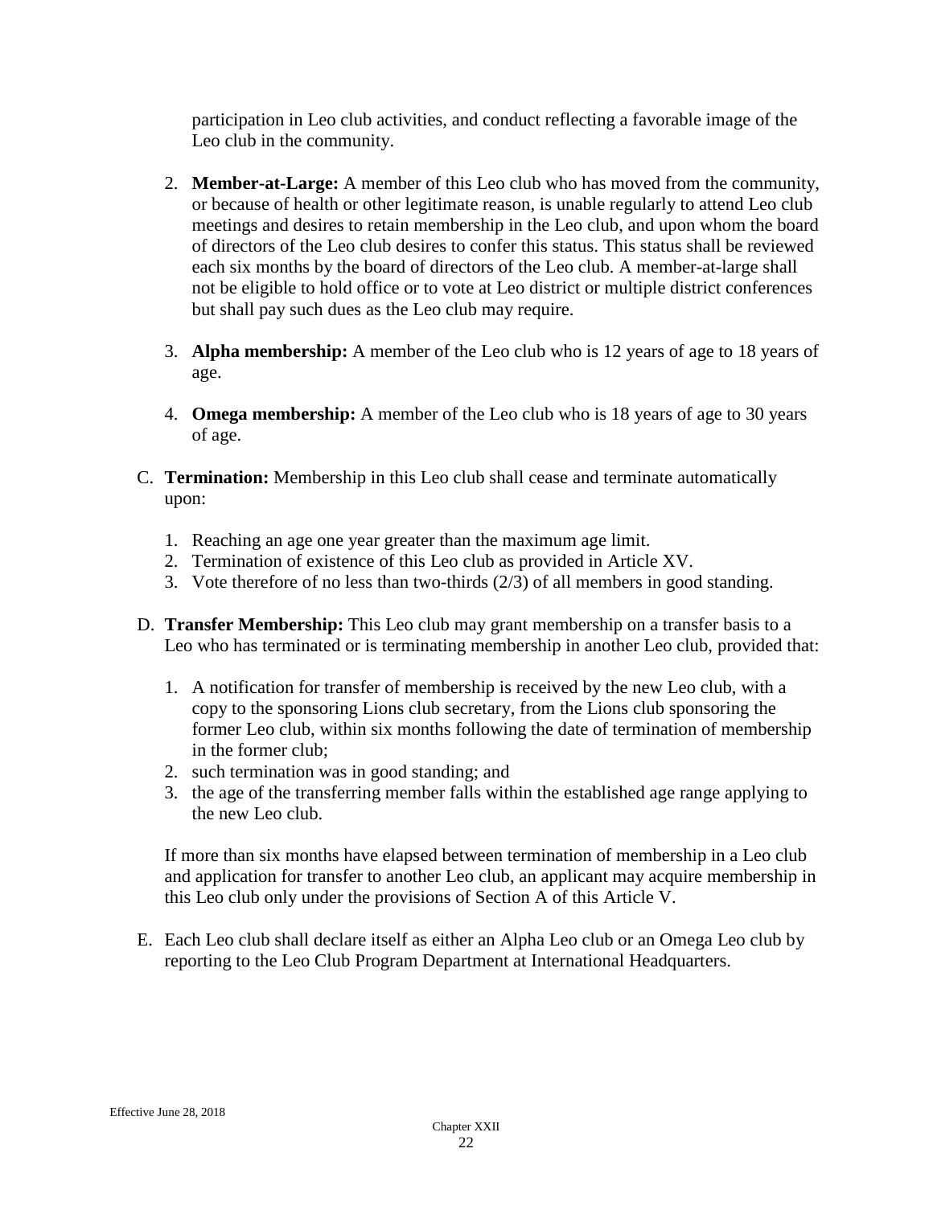participation in Leo club activities, and conduct reflecting a favorable image of the Leo club in the community.

2. **Member-at-Large:** A member of this Leo club who has moved from the community, or because of health or other legitimate reason, is unable regularly to attend Leo club meetings and desires to retain membership in the Leo club, and upon whom the board of directors of the Leo club desires to confer this status. This status shall be reviewed each six months by the board of directors of the Leo club. A member-at-large shall not be eligible to hold office or to vote at Leo district or multiple district conferences but shall pay such dues as the Leo club may require.

3. **Alpha membership:** A member of the Leo club who is 12 years of age to 18 years of age.

4. **Omega membership:** A member of the Leo club who is 18 years of age to 30 years of age.

C. **Termination:** Membership in this Leo club shall cease and terminate automatically upon:

   1. Reaching an age one year greater than the maximum age limit.
   2. Termination of existence of this Leo club as provided in Article XV.
   3. Vote therefore of no less than two-thirds (2/3) of all members in good standing.

D. **Transfer Membership:** This Leo club may grant membership on a transfer basis to a Leo who has terminated or is terminating membership in another Leo club, provided that:

   1. A notification for transfer of membership is received by the new Leo club, with a copy to the sponsoring Lions club secretary, from the Lions club sponsoring the former Leo club, within six months following the date of termination of membership in the former club;
   2. such termination was in good standing; and
   3. the age of the transferring member falls within the established age range applying to the new Leo club.

   If more than six months have elapsed between termination of membership in a Leo club and application for transfer to another Leo club, an applicant may acquire membership in this Leo club only under the provisions of Section A of this Article V.

E. Each Leo club shall declare itself as either an Alpha Leo club or an Omega Leo club by reporting to the Leo Club Program Department at International Headquarters.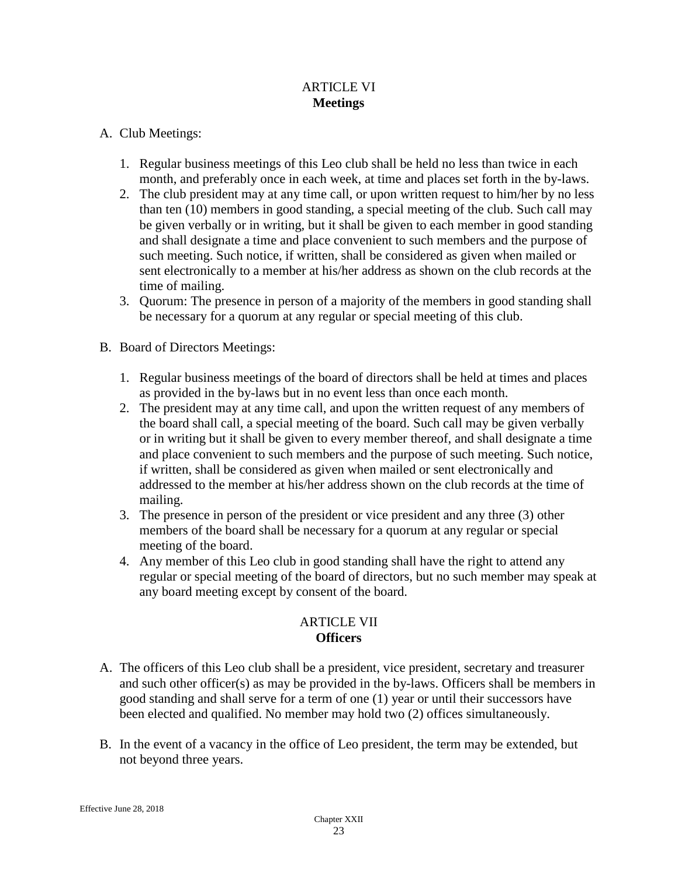## ARTICLE VI
## Meetings

A. Club Meetings:

1. Regular business meetings of this Leo club shall be held no less than twice in each month, and preferably once in each week, at time and places set forth in the by-laws.
2. The club president may at any time call, or upon written request to him/her by no less than ten (10) members in good standing, a special meeting of the club. Such call may be given verbally or in writing, but it shall be given to each member in good standing and shall designate a time and place convenient to such members and the purpose of such meeting. Such notice, if written, shall be considered as given when mailed or sent electronically to a member at his/her address as shown on the club records at the time of mailing.
3. Quorum: The presence in person of a majority of the members in good standing shall be necessary for a quorum at any regular or special meeting of this club.

B. Board of Directors Meetings:

1. Regular business meetings of the board of directors shall be held at times and places as provided in the by-laws but in no event less than once each month.
2. The president may at any time call, and upon the written request of any members of the board shall call, a special meeting of the board. Such call may be given verbally or in writing but it shall be given to every member thereof, and shall designate a time and place convenient to such members and the purpose of such meeting. Such notice, if written, shall be considered as given when mailed or sent electronically and addressed to the member at his/her address shown on the club records at the time of mailing.
3. The presence in person of the president or vice president and any three (3) other members of the board shall be necessary for a quorum at any regular or special meeting of the board.
4. Any member of this Leo club in good standing shall have the right to attend any regular or special meeting of the board of directors, but no such member may speak at any board meeting except by consent of the board.

## ARTICLE VII
## Officers

A. The officers of this Leo club shall be a president, vice president, secretary and treasurer and such other officer(s) as may be provided in the by-laws. Officers shall be members in good standing and shall serve for a term of one (1) year or until their successors have been elected and qualified. No member may hold two (2) offices simultaneously.

B. In the event of a vacancy in the office of Leo president, the term may be extended, but not beyond three years.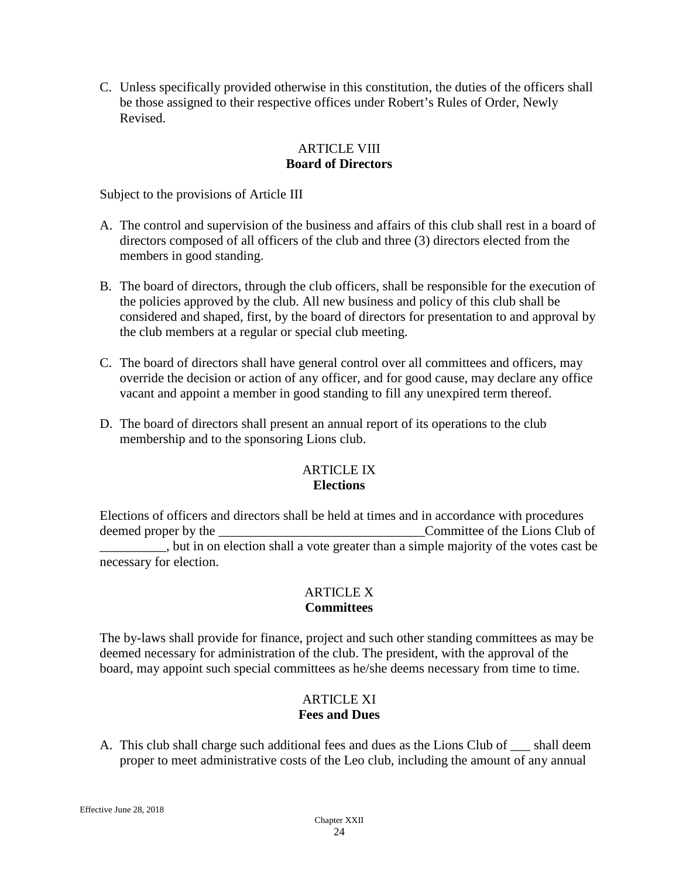C. Unless specifically provided otherwise in this constitution, the duties of the officers shall be those assigned to their respective offices under Robert's Rules of Order, Newly Revised.

## ARTICLE VIII
## Board of Directors

Subject to the provisions of Article III

A. The control and supervision of the business and affairs of this club shall rest in a board of directors composed of all officers of the club and three (3) directors elected from the members in good standing.

B. The board of directors, through the club officers, shall be responsible for the execution of the policies approved by the club. All new business and policy of this club shall be considered and shaped, first, by the board of directors for presentation to and approval by the club members at a regular or special club meeting.

C. The board of directors shall have general control over all committees and officers, may override the decision or action of any officer, and for good cause, may declare any office vacant and appoint a member in good standing to fill any unexpired term thereof.

D. The board of directors shall present an annual report of its operations to the club membership and to the sponsoring Lions club.

## ARTICLE IX
## Elections

Elections of officers and directors shall be held at times and in accordance with procedures deemed proper by the _______________________________Committee of the Lions Club of __________, but in on election shall a vote greater than a simple majority of the votes cast be necessary for election.

## ARTICLE X
## Committees

The by-laws shall provide for finance, project and such other standing committees as may be deemed necessary for administration of the club. The president, with the approval of the board, may appoint such special committees as he/she deems necessary from time to time.

## ARTICLE XI
## Fees and Dues

A. This club shall charge such additional fees and dues as the Lions Club of ___ shall deem proper to meet administrative costs of the Leo club, including the amount of any annual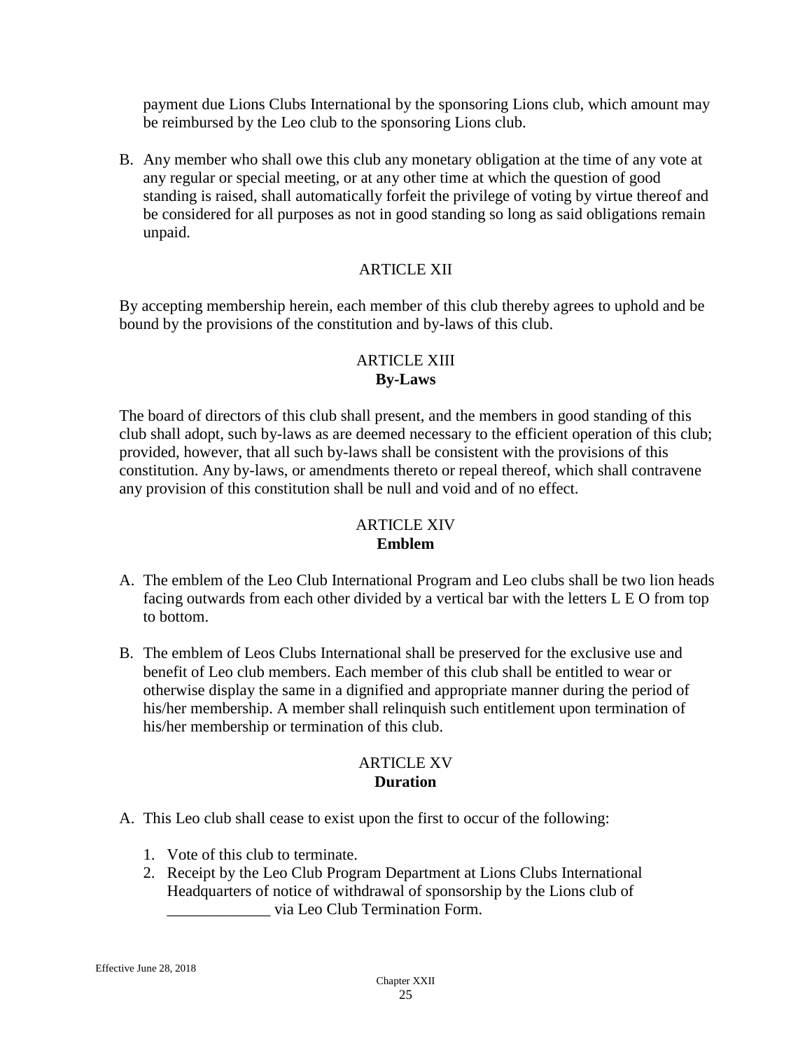payment due Lions Clubs International by the sponsoring Lions club, which amount may be reimbursed by the Leo club to the sponsoring Lions club.

B. Any member who shall owe this club any monetary obligation at the time of any vote at any regular or special meeting, or at any other time at which the question of good standing is raised, shall automatically forfeit the privilege of voting by virtue thereof and be considered for all purposes as not in good standing so long as said obligations remain unpaid.

## ARTICLE XII

By accepting membership herein, each member of this club thereby agrees to uphold and be bound by the provisions of the constitution and by-laws of this club.

## ARTICLE XIII
**By-Laws**

The board of directors of this club shall present, and the members in good standing of this club shall adopt, such by-laws as are deemed necessary to the efficient operation of this club; provided, however, that all such by-laws shall be consistent with the provisions of this constitution. Any by-laws, or amendments thereto or repeal thereof, which shall contravene any provision of this constitution shall be null and void and of no effect.

## ARTICLE XIV
**Emblem**

A. The emblem of the Leo Club International Program and Leo clubs shall be two lion heads facing outwards from each other divided by a vertical bar with the letters L E O from top to bottom.

B. The emblem of Leos Clubs International shall be preserved for the exclusive use and benefit of Leo club members. Each member of this club shall be entitled to wear or otherwise display the same in a dignified and appropriate manner during the period of his/her membership. A member shall relinquish such entitlement upon termination of his/her membership or termination of this club.

## ARTICLE XV
**Duration**

A. This Leo club shall cease to exist upon the first to occur of the following:

   1. Vote of this club to terminate.
   2. Receipt by the Leo Club Program Department at Lions Clubs International Headquarters of notice of withdrawal of sponsorship by the Lions club of _____________ via Leo Club Termination Form.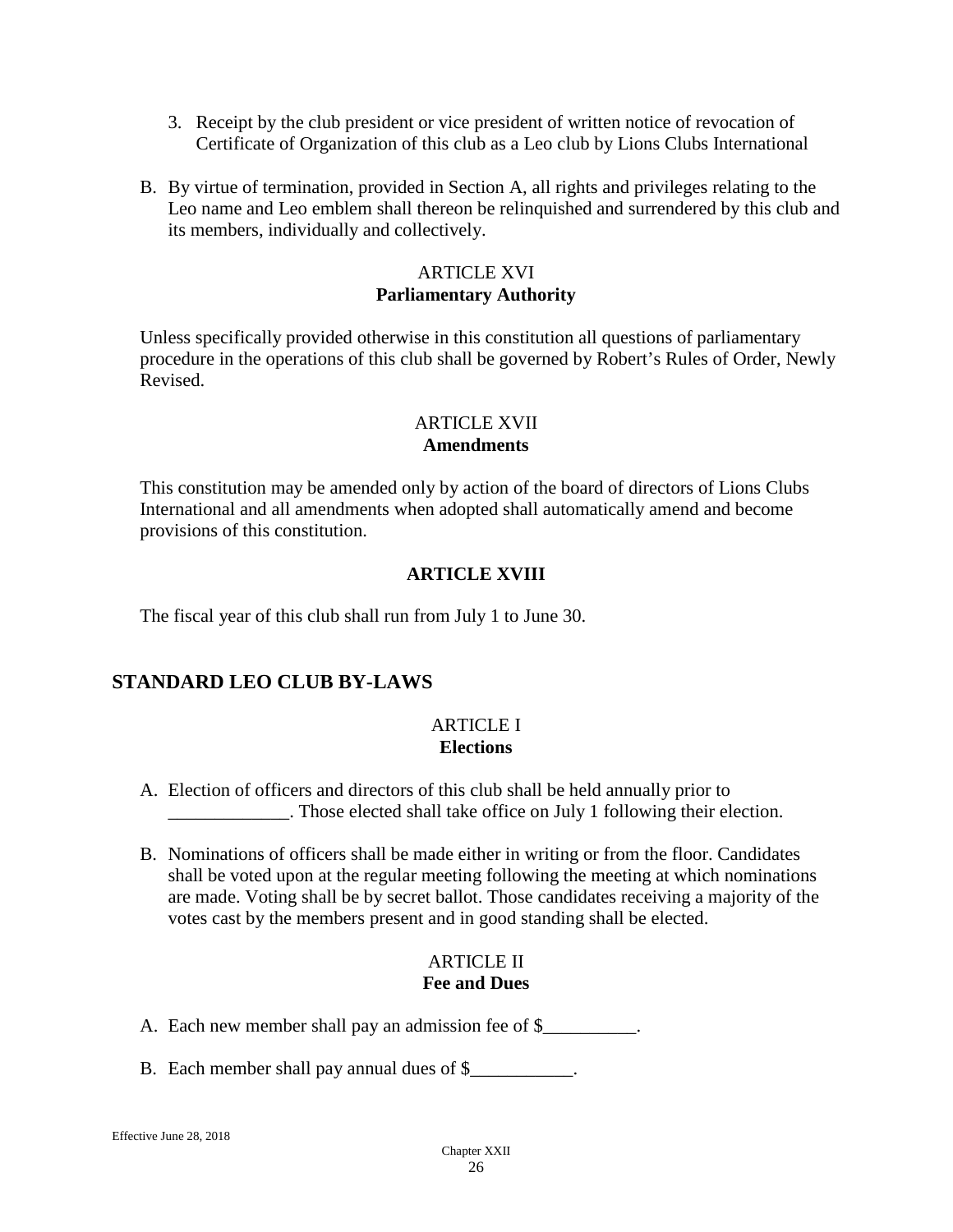3. Receipt by the club president or vice president of written notice of revocation of Certificate of Organization of this club as a Leo club by Lions Clubs International

B. By virtue of termination, provided in Section A, all rights and privileges relating to the Leo name and Leo emblem shall thereon be relinquished and surrendered by this club and its members, individually and collectively.

ARTICLE XVI
**Parliamentary Authority**

Unless specifically provided otherwise in this constitution all questions of parliamentary procedure in the operations of this club shall be governed by Robert's Rules of Order, Newly Revised.

ARTICLE XVII
**Amendments**

This constitution may be amended only by action of the board of directors of Lions Clubs International and all amendments when adopted shall automatically amend and become provisions of this constitution.

**ARTICLE XVIII**

The fiscal year of this club shall run from July 1 to June 30.

## STANDARD LEO CLUB BY-LAWS

ARTICLE I
**Elections**

A. Election of officers and directors of this club shall be held annually prior to _____________. Those elected shall take office on July 1 following their election.

B. Nominations of officers shall be made either in writing or from the floor. Candidates shall be voted upon at the regular meeting following the meeting at which nominations are made. Voting shall be by secret ballot. Those candidates receiving a majority of the votes cast by the members present and in good standing shall be elected.

ARTICLE II
**Fee and Dues**

A. Each new member shall pay an admission fee of $__________.

B. Each member shall pay annual dues of $___________.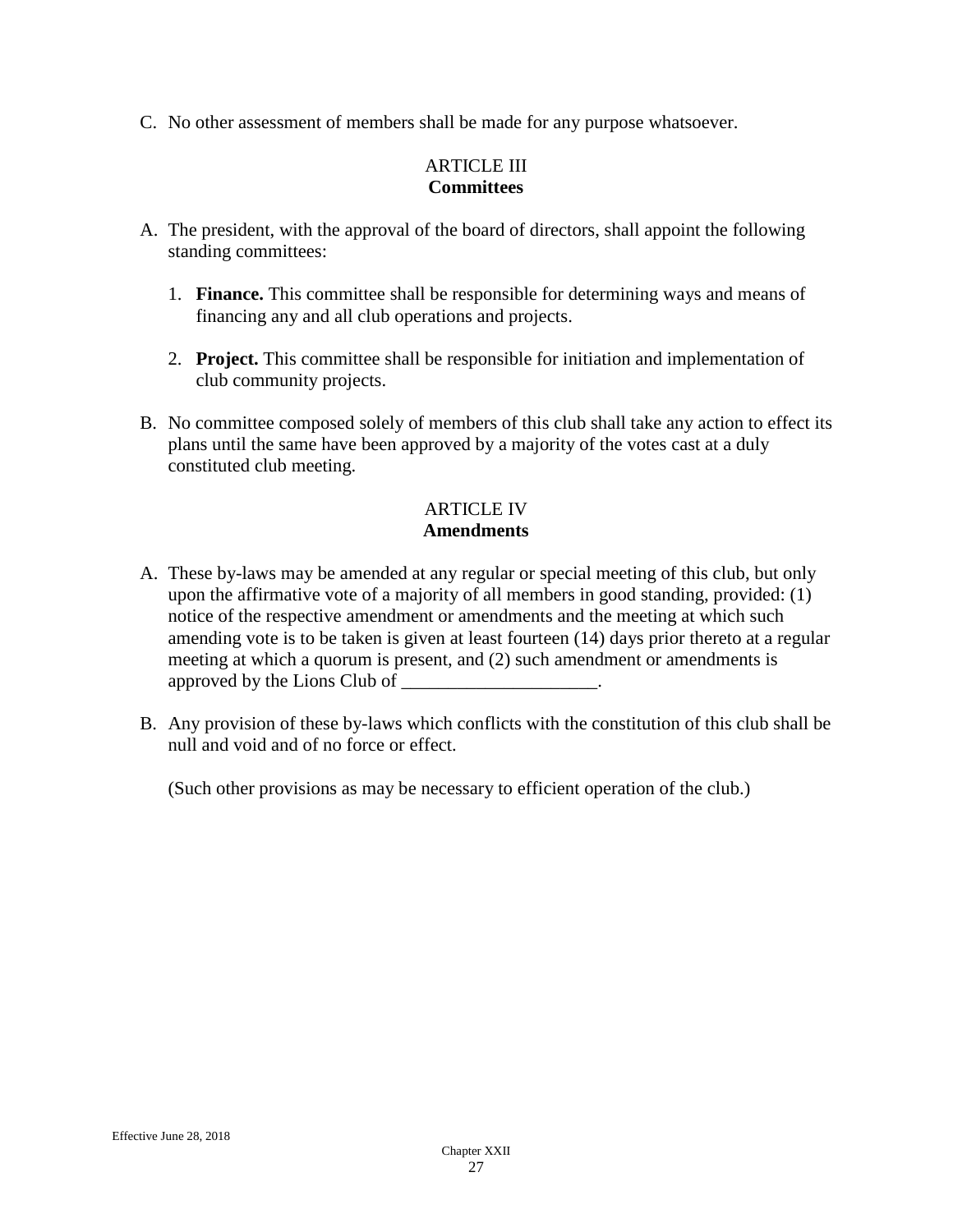C. No other assessment of members shall be made for any purpose whatsoever.

## ARTICLE III
## Committees

A. The president, with the approval of the board of directors, shall appoint the following standing committees:

   1. **Finance.** This committee shall be responsible for determining ways and means of financing any and all club operations and projects.

   2. **Project.** This committee shall be responsible for initiation and implementation of club community projects.

B. No committee composed solely of members of this club shall take any action to effect its plans until the same have been approved by a majority of the votes cast at a duly constituted club meeting.

## ARTICLE IV
## Amendments

A. These by-laws may be amended at any regular or special meeting of this club, but only upon the affirmative vote of a majority of all members in good standing, provided: (1) notice of the respective amendment or amendments and the meeting at which such amending vote is to be taken is given at least fourteen (14) days prior thereto at a regular meeting at which a quorum is present, and (2) such amendment or amendments is approved by the Lions Club of _____________________.

B. Any provision of these by-laws which conflicts with the constitution of this club shall be null and void and of no force or effect.

   (Such other provisions as may be necessary to efficient operation of the club.)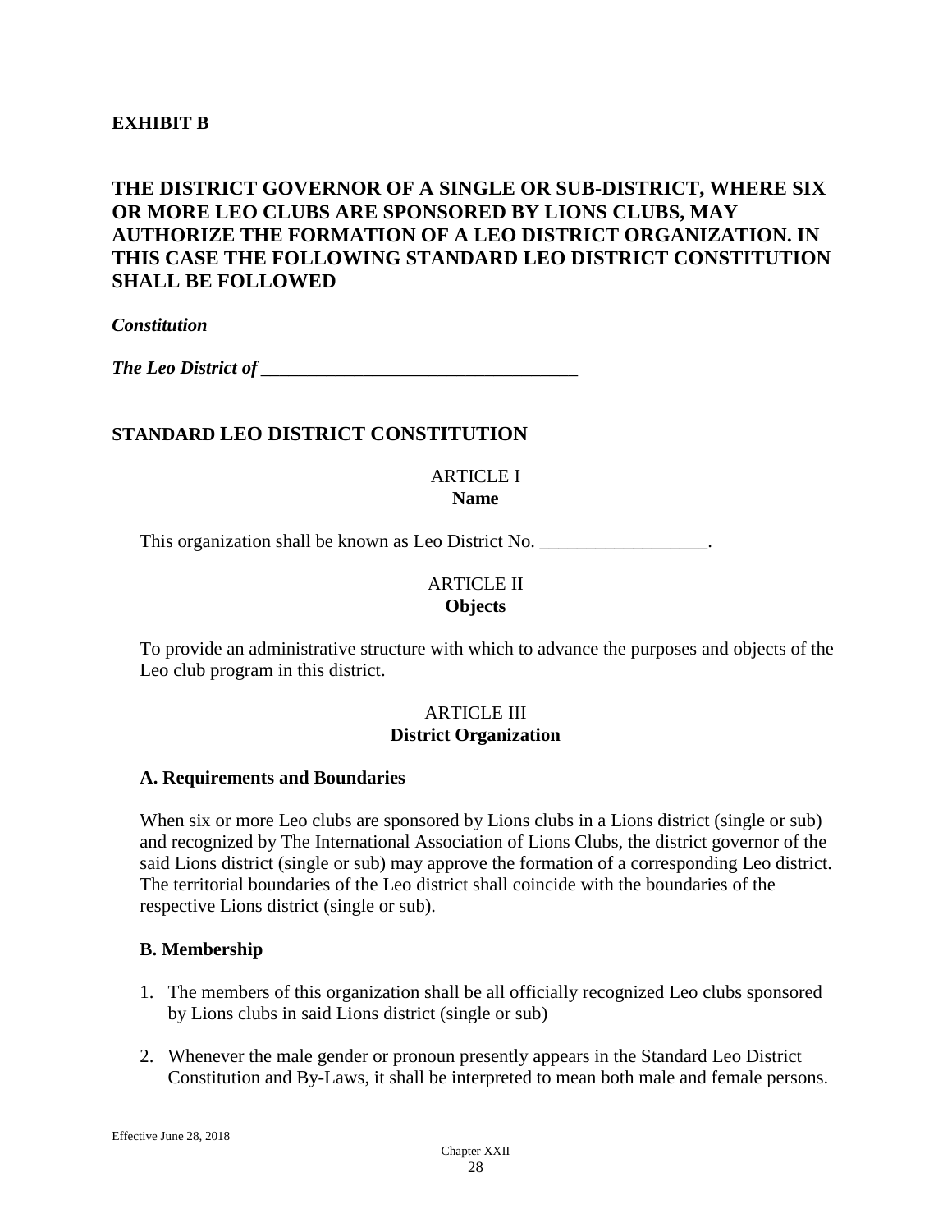**EXHIBIT B**

## THE DISTRICT GOVERNOR OF A SINGLE OR SUB-DISTRICT, WHERE SIX OR MORE LEO CLUBS ARE SPONSORED BY LIONS CLUBS, MAY AUTHORIZE THE FORMATION OF A LEO DISTRICT ORGANIZATION. IN THIS CASE THE FOLLOWING STANDARD LEO DISTRICT CONSTITUTION SHALL BE FOLLOWED

***Constitution***

***The Leo District of ___________________________________***

## STANDARD LEO DISTRICT CONSTITUTION

### ARTICLE I
### Name

This organization shall be known as Leo District No. __________________.

### ARTICLE II
### Objects

To provide an administrative structure with which to advance the purposes and objects of the Leo club program in this district.

### ARTICLE III
### District Organization

#### A. Requirements and Boundaries

When six or more Leo clubs are sponsored by Lions clubs in a Lions district (single or sub) and recognized by The International Association of Lions Clubs, the district governor of the said Lions district (single or sub) may approve the formation of a corresponding Leo district. The territorial boundaries of the Leo district shall coincide with the boundaries of the respective Lions district (single or sub).

#### B. Membership

1. The members of this organization shall be all officially recognized Leo clubs sponsored by Lions clubs in said Lions district (single or sub)

2. Whenever the male gender or pronoun presently appears in the Standard Leo District Constitution and By-Laws, it shall be interpreted to mean both male and female persons.

Effective June 28, 2018

Chapter XXII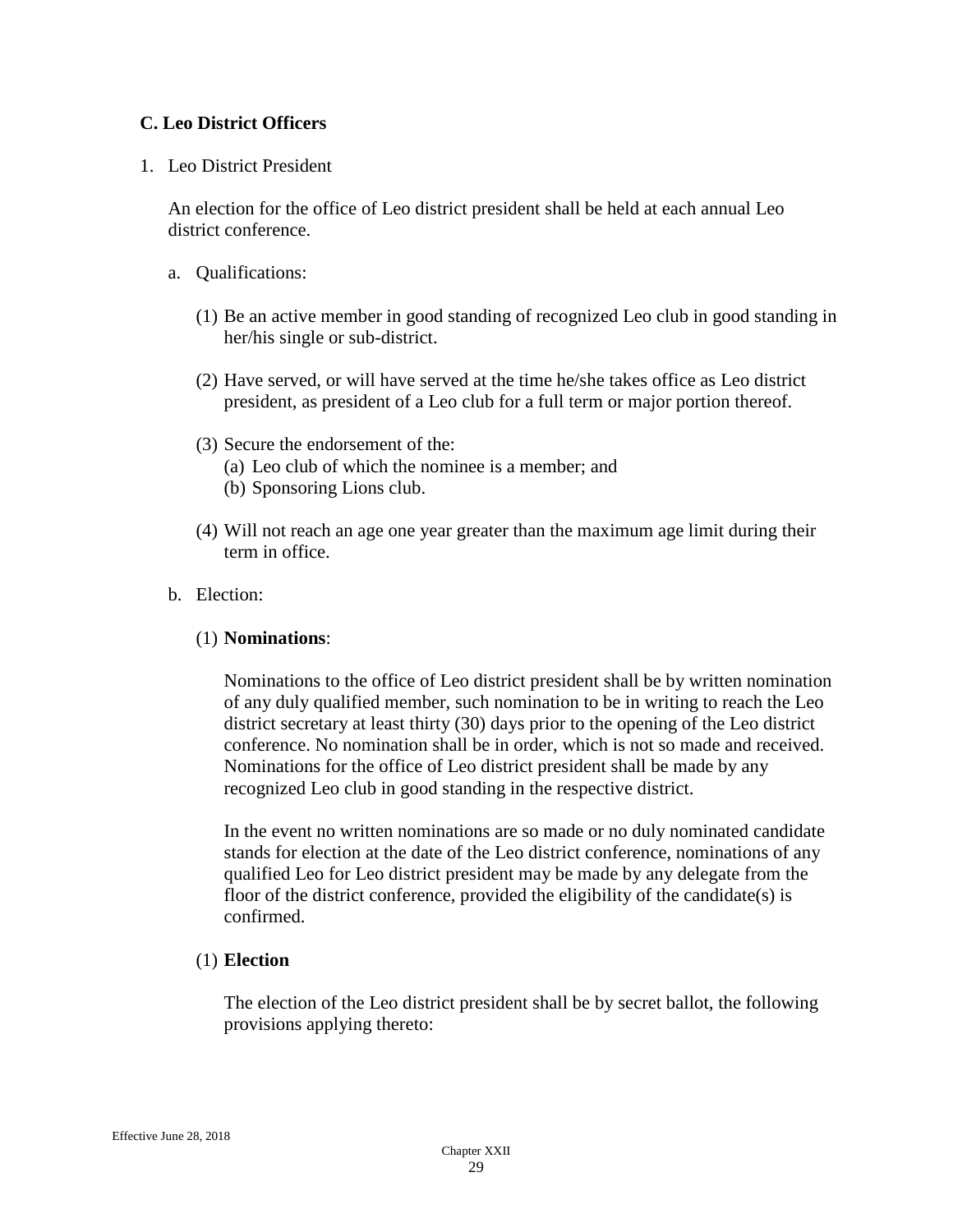### C. Leo District Officers

1. Leo District President

   An election for the office of Leo district president shall be held at each annual Leo district conference.

   a. Qualifications:

      (1) Be an active member in good standing of recognized Leo club in good standing in her/his single or sub-district.

      (2) Have served, or will have served at the time he/she takes office as Leo district president, as president of a Leo club for a full term or major portion thereof.

      (3) Secure the endorsement of the:
         (a) Leo club of which the nominee is a member; and
         (b) Sponsoring Lions club.

      (4) Will not reach an age one year greater than the maximum age limit during their term in office.

   b. Election:

      (1) **Nominations**:

      Nominations to the office of Leo district president shall be by written nomination of any duly qualified member, such nomination to be in writing to reach the Leo district secretary at least thirty (30) days prior to the opening of the Leo district conference. No nomination shall be in order, which is not so made and received. Nominations for the office of Leo district president shall be made by any recognized Leo club in good standing in the respective district.

      In the event no written nominations are so made or no duly nominated candidate stands for election at the date of the Leo district conference, nominations of any qualified Leo for Leo district president may be made by any delegate from the floor of the district conference, provided the eligibility of the candidate(s) is confirmed.

      (1) **Election**

      The election of the Leo district president shall be by secret ballot, the following provisions applying thereto: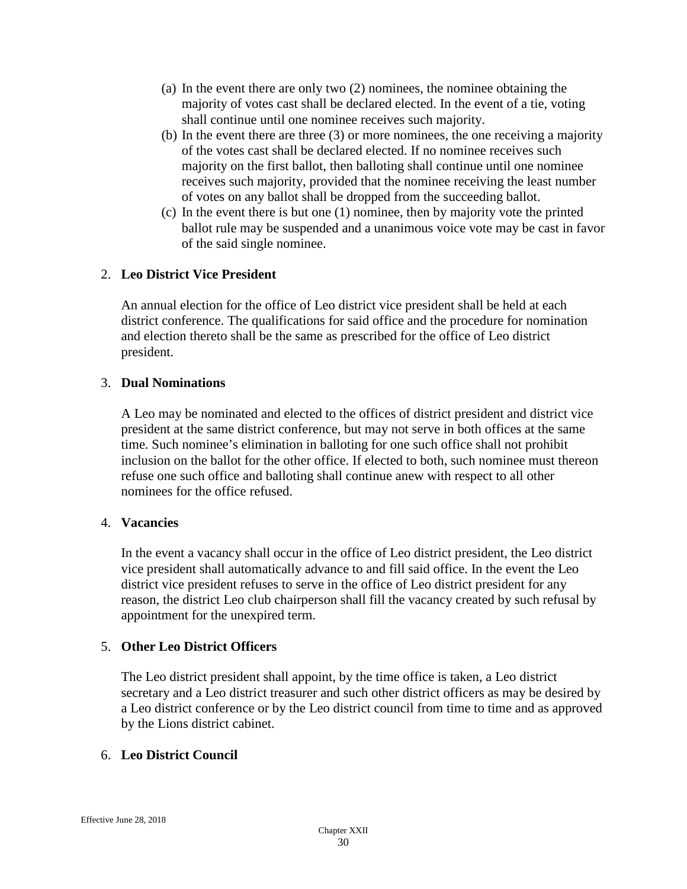(a) In the event there are only two (2) nominees, the nominee obtaining the majority of votes cast shall be declared elected. In the event of a tie, voting shall continue until one nominee receives such majority.
(b) In the event there are three (3) or more nominees, the one receiving a majority of the votes cast shall be declared elected. If no nominee receives such majority on the first ballot, then balloting shall continue until one nominee receives such majority, provided that the nominee receiving the least number of votes on any ballot shall be dropped from the succeeding ballot.
(c) In the event there is but one (1) nominee, then by majority vote the printed ballot rule may be suspended and a unanimous voice vote may be cast in favor of the said single nominee.

2. **Leo District Vice President**

   An annual election for the office of Leo district vice president shall be held at each district conference. The qualifications for said office and the procedure for nomination and election thereto shall be the same as prescribed for the office of Leo district president.

3. **Dual Nominations**

   A Leo may be nominated and elected to the offices of district president and district vice president at the same district conference, but may not serve in both offices at the same time. Such nominee's elimination in balloting for one such office shall not prohibit inclusion on the ballot for the other office. If elected to both, such nominee must thereon refuse one such office and balloting shall continue anew with respect to all other nominees for the office refused.

4. **Vacancies**

   In the event a vacancy shall occur in the office of Leo district president, the Leo district vice president shall automatically advance to and fill said office. In the event the Leo district vice president refuses to serve in the office of Leo district president for any reason, the district Leo club chairperson shall fill the vacancy created by such refusal by appointment for the unexpired term.

5. **Other Leo District Officers**

   The Leo district president shall appoint, by the time office is taken, a Leo district secretary and a Leo district treasurer and such other district officers as may be desired by a Leo district conference or by the Leo district council from time to time and as approved by the Lions district cabinet.

6. **Leo District Council**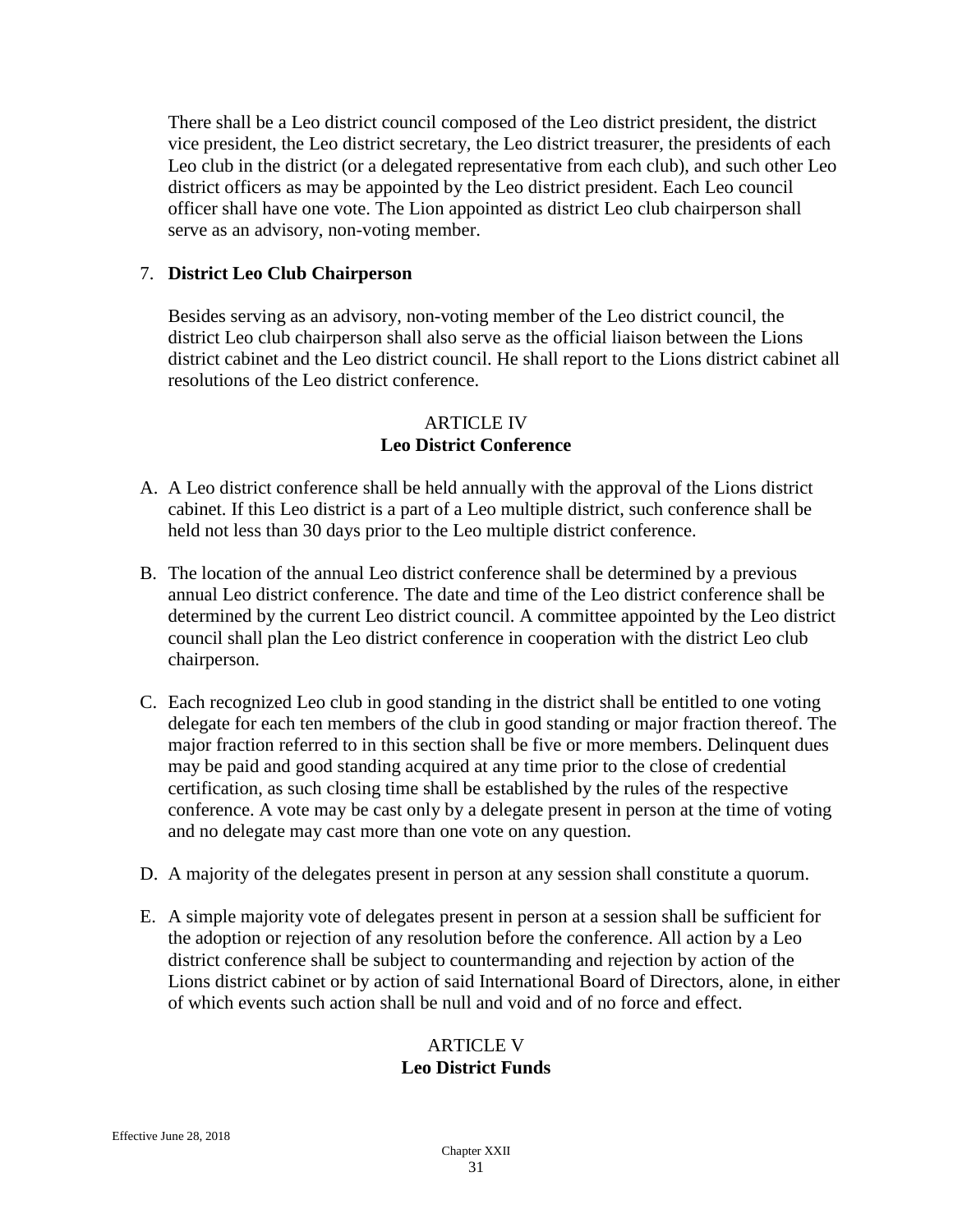There shall be a Leo district council composed of the Leo district president, the district vice president, the Leo district secretary, the Leo district treasurer, the presidents of each Leo club in the district (or a delegated representative from each club), and such other Leo district officers as may be appointed by the Leo district president. Each Leo council officer shall have one vote. The Lion appointed as district Leo club chairperson shall serve as an advisory, non-voting member.

7. **District Leo Club Chairperson**

   Besides serving as an advisory, non-voting member of the Leo district council, the district Leo club chairperson shall also serve as the official liaison between the Lions district cabinet and the Leo district council. He shall report to the Lions district cabinet all resolutions of the Leo district conference.

## ARTICLE IV
## Leo District Conference

A. A Leo district conference shall be held annually with the approval of the Lions district cabinet. If this Leo district is a part of a Leo multiple district, such conference shall be held not less than 30 days prior to the Leo multiple district conference.

B. The location of the annual Leo district conference shall be determined by a previous annual Leo district conference. The date and time of the Leo district conference shall be determined by the current Leo district council. A committee appointed by the Leo district council shall plan the Leo district conference in cooperation with the district Leo club chairperson.

C. Each recognized Leo club in good standing in the district shall be entitled to one voting delegate for each ten members of the club in good standing or major fraction thereof. The major fraction referred to in this section shall be five or more members. Delinquent dues may be paid and good standing acquired at any time prior to the close of credential certification, as such closing time shall be established by the rules of the respective conference. A vote may be cast only by a delegate present in person at the time of voting and no delegate may cast more than one vote on any question.

D. A majority of the delegates present in person at any session shall constitute a quorum.

E. A simple majority vote of delegates present in person at a session shall be sufficient for the adoption or rejection of any resolution before the conference. All action by a Leo district conference shall be subject to countermanding and rejection by action of the Lions district cabinet or by action of said International Board of Directors, alone, in either of which events such action shall be null and void and of no force and effect.

## ARTICLE V
## Leo District Funds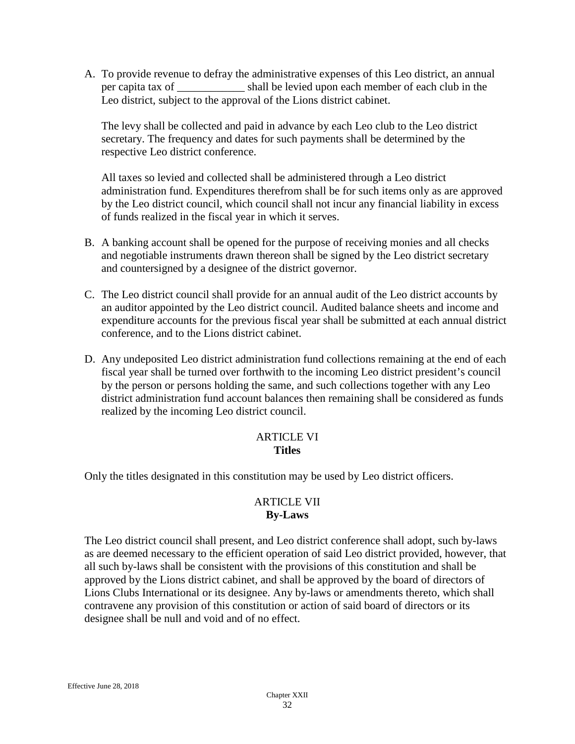A. To provide revenue to defray the administrative expenses of this Leo district, an annual per capita tax of ____________ shall be levied upon each member of each club in the Leo district, subject to the approval of the Lions district cabinet.

   The levy shall be collected and paid in advance by each Leo club to the Leo district secretary. The frequency and dates for such payments shall be determined by the respective Leo district conference.

   All taxes so levied and collected shall be administered through a Leo district administration fund. Expenditures therefrom shall be for such items only as are approved by the Leo district council, which council shall not incur any financial liability in excess of funds realized in the fiscal year in which it serves.

B. A banking account shall be opened for the purpose of receiving monies and all checks and negotiable instruments drawn thereon shall be signed by the Leo district secretary and countersigned by a designee of the district governor.

C. The Leo district council shall provide for an annual audit of the Leo district accounts by an auditor appointed by the Leo district council. Audited balance sheets and income and expenditure accounts for the previous fiscal year shall be submitted at each annual district conference, and to the Lions district cabinet.

D. Any undeposited Leo district administration fund collections remaining at the end of each fiscal year shall be turned over forthwith to the incoming Leo district president's council by the person or persons holding the same, and such collections together with any Leo district administration fund account balances then remaining shall be considered as funds realized by the incoming Leo district council.

## ARTICLE VI
## **Titles**

Only the titles designated in this constitution may be used by Leo district officers.

## ARTICLE VII
## **By-Laws**

The Leo district council shall present, and Leo district conference shall adopt, such by-laws as are deemed necessary to the efficient operation of said Leo district provided, however, that all such by-laws shall be consistent with the provisions of this constitution and shall be approved by the Lions district cabinet, and shall be approved by the board of directors of Lions Clubs International or its designee. Any by-laws or amendments thereto, which shall contravene any provision of this constitution or action of said board of directors or its designee shall be null and void and of no effect.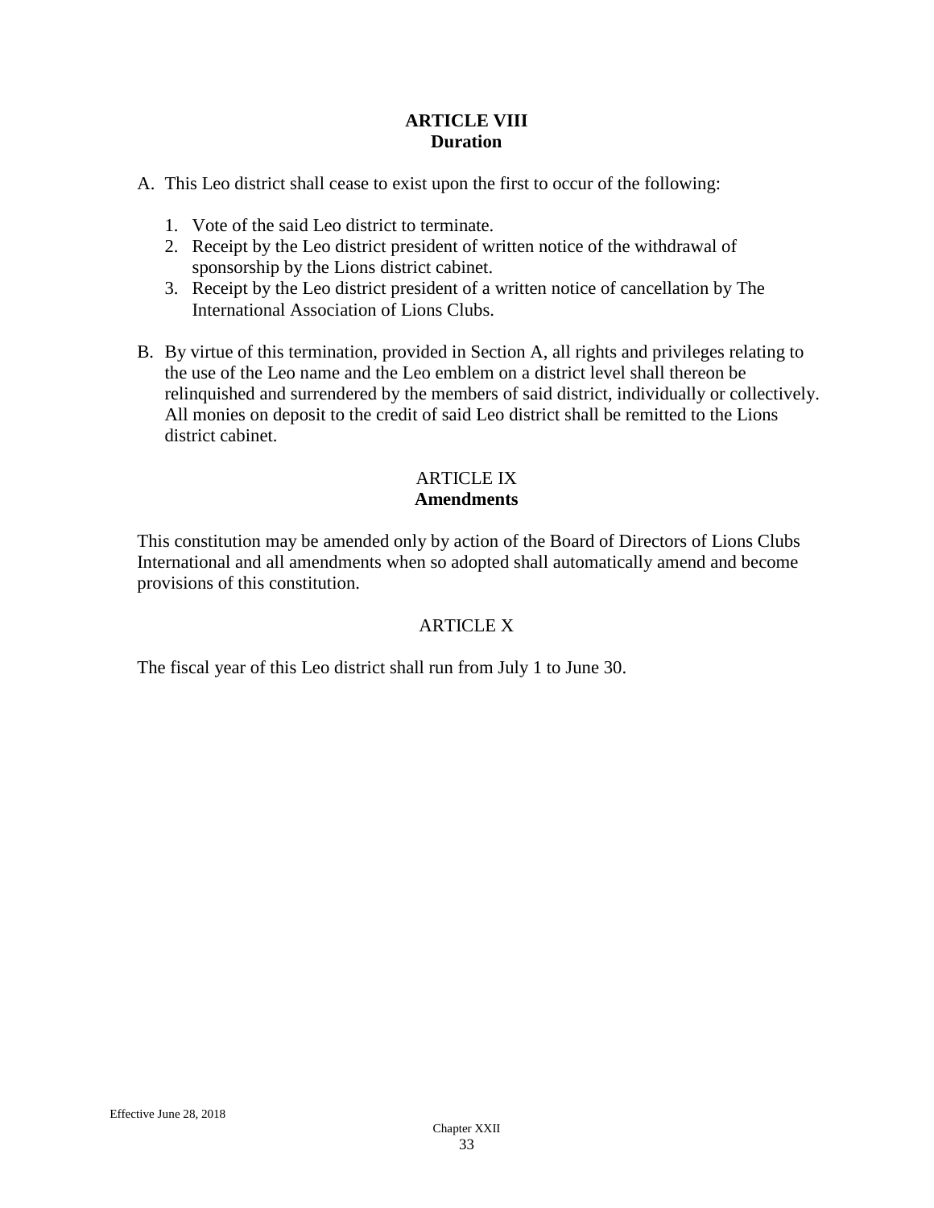## ARTICLE VIII
## Duration

A. This Leo district shall cease to exist upon the first to occur of the following:

   1. Vote of the said Leo district to terminate.
   2. Receipt by the Leo district president of written notice of the withdrawal of sponsorship by the Lions district cabinet.
   3. Receipt by the Leo district president of a written notice of cancellation by The International Association of Lions Clubs.

B. By virtue of this termination, provided in Section A, all rights and privileges relating to the use of the Leo name and the Leo emblem on a district level shall thereon be relinquished and surrendered by the members of said district, individually or collectively. All monies on deposit to the credit of said Leo district shall be remitted to the Lions district cabinet.

## ARTICLE IX
## Amendments

This constitution may be amended only by action of the Board of Directors of Lions Clubs International and all amendments when so adopted shall automatically amend and become provisions of this constitution.

## ARTICLE X

The fiscal year of this Leo district shall run from July 1 to June 30.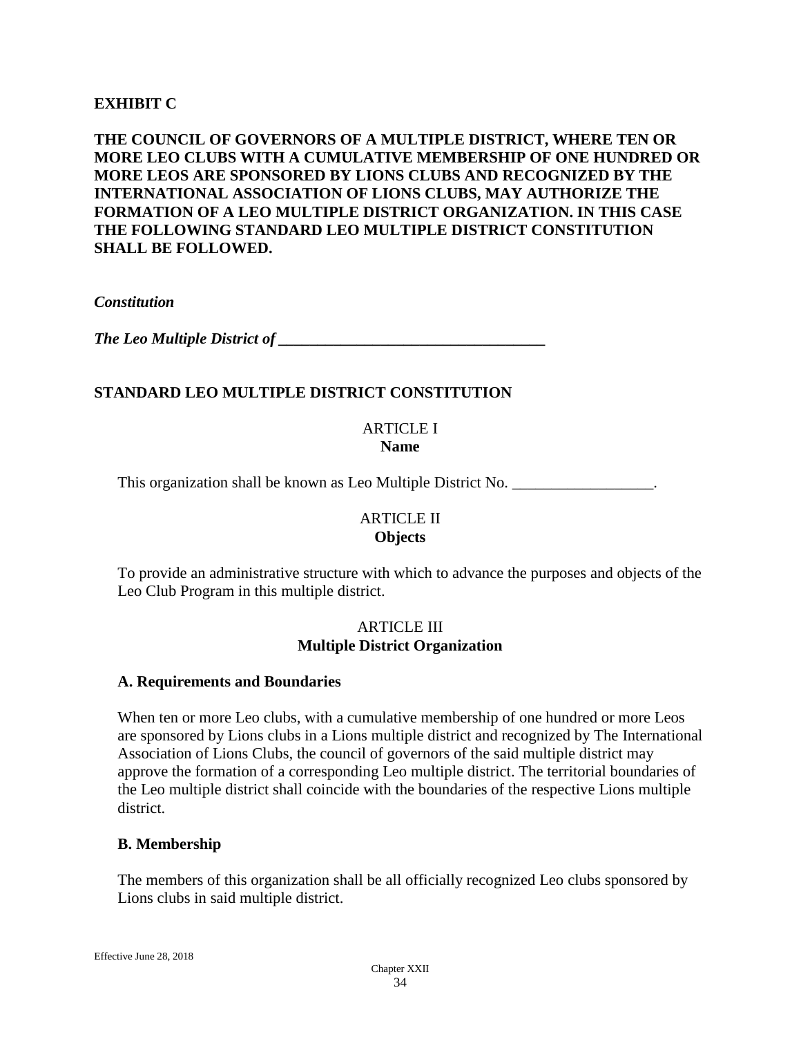**EXHIBIT C**

**THE COUNCIL OF GOVERNORS OF A MULTIPLE DISTRICT, WHERE TEN OR MORE LEO CLUBS WITH A CUMULATIVE MEMBERSHIP OF ONE HUNDRED OR MORE LEOS ARE SPONSORED BY LIONS CLUBS AND RECOGNIZED BY THE INTERNATIONAL ASSOCIATION OF LIONS CLUBS, MAY AUTHORIZE THE FORMATION OF A LEO MULTIPLE DISTRICT ORGANIZATION. IN THIS CASE THE FOLLOWING STANDARD LEO MULTIPLE DISTRICT CONSTITUTION SHALL BE FOLLOWED.**

***Constitution***

***The Leo Multiple District of ___________________________________***

## STANDARD LEO MULTIPLE DISTRICT CONSTITUTION

### ARTICLE I
**Name**

This organization shall be known as Leo Multiple District No. __________________.

### ARTICLE II
**Objects**

To provide an administrative structure with which to advance the purposes and objects of the Leo Club Program in this multiple district.

### ARTICLE III
**Multiple District Organization**

**A. Requirements and Boundaries**

When ten or more Leo clubs, with a cumulative membership of one hundred or more Leos are sponsored by Lions clubs in a Lions multiple district and recognized by The International Association of Lions Clubs, the council of governors of the said multiple district may approve the formation of a corresponding Leo multiple district. The territorial boundaries of the Leo multiple district shall coincide with the boundaries of the respective Lions multiple district.

**B. Membership**

The members of this organization shall be all officially recognized Leo clubs sponsored by Lions clubs in said multiple district.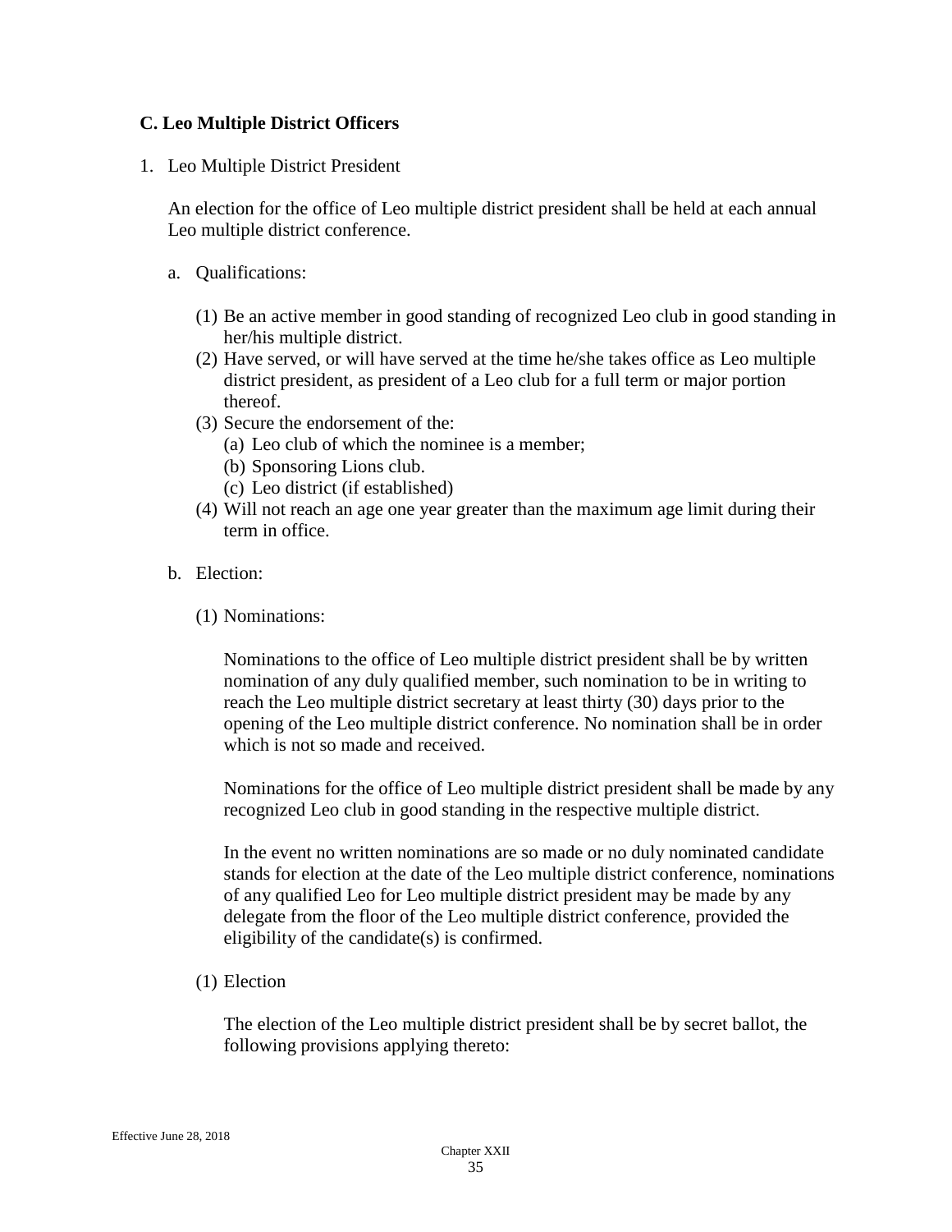### C. Leo Multiple District Officers

1. Leo Multiple District President

   An election for the office of Leo multiple district president shall be held at each annual Leo multiple district conference.

   a. Qualifications:

      (1) Be an active member in good standing of recognized Leo club in good standing in her/his multiple district.
      (2) Have served, or will have served at the time he/she takes office as Leo multiple district president, as president of a Leo club for a full term or major portion thereof.
      (3) Secure the endorsement of the:
         (a) Leo club of which the nominee is a member;
         (b) Sponsoring Lions club.
         (c) Leo district (if established)
      (4) Will not reach an age one year greater than the maximum age limit during their term in office.

   b. Election:

      (1) Nominations:

      Nominations to the office of Leo multiple district president shall be by written nomination of any duly qualified member, such nomination to be in writing to reach the Leo multiple district secretary at least thirty (30) days prior to the opening of the Leo multiple district conference. No nomination shall be in order which is not so made and received.

      Nominations for the office of Leo multiple district president shall be made by any recognized Leo club in good standing in the respective multiple district.

      In the event no written nominations are so made or no duly nominated candidate stands for election at the date of the Leo multiple district conference, nominations of any qualified Leo for Leo multiple district president may be made by any delegate from the floor of the Leo multiple district conference, provided the eligibility of the candidate(s) is confirmed.

      (1) Election

      The election of the Leo multiple district president shall be by secret ballot, the following provisions applying thereto: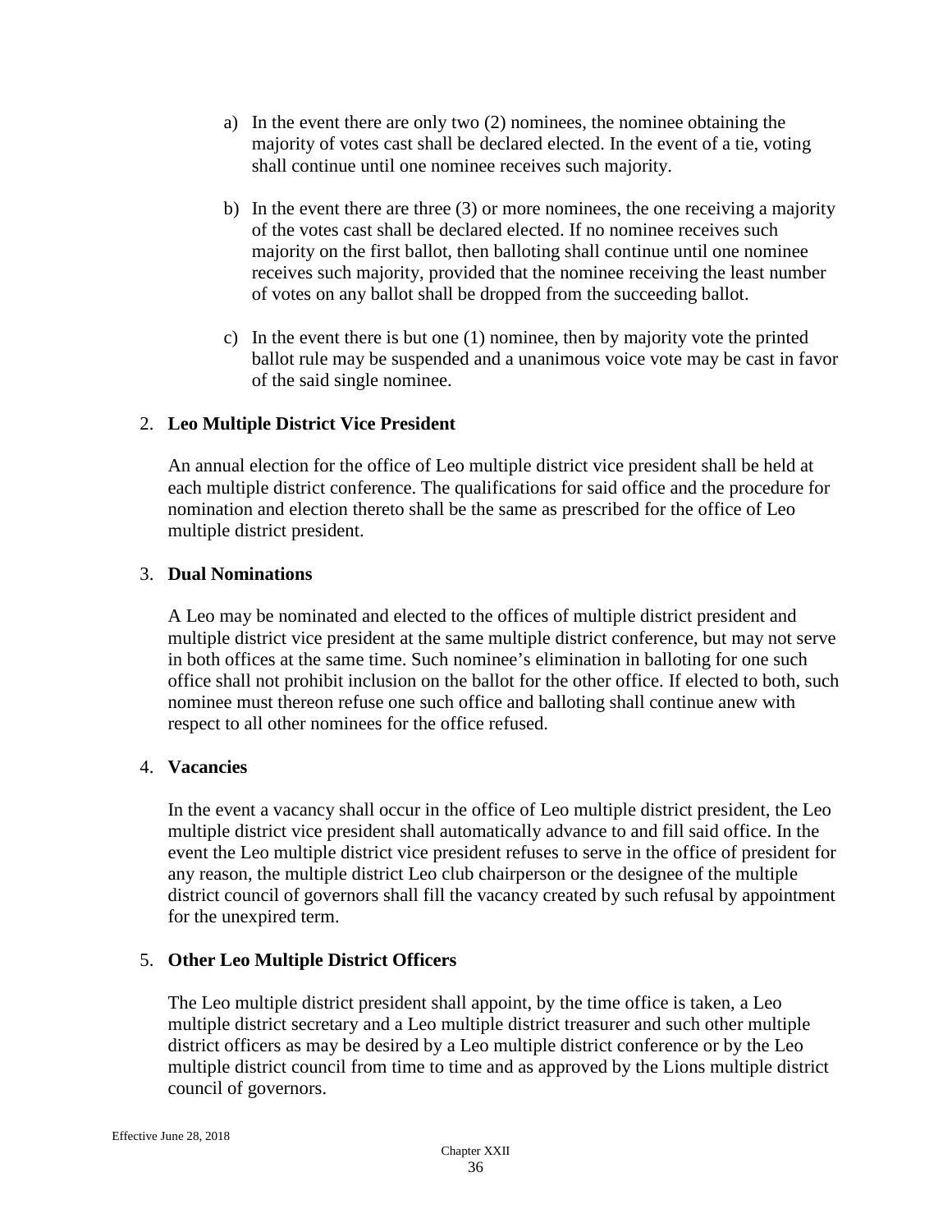a) In the event there are only two (2) nominees, the nominee obtaining the majority of votes cast shall be declared elected. In the event of a tie, voting shall continue until one nominee receives such majority.

b) In the event there are three (3) or more nominees, the one receiving a majority of the votes cast shall be declared elected. If no nominee receives such majority on the first ballot, then balloting shall continue until one nominee receives such majority, provided that the nominee receiving the least number of votes on any ballot shall be dropped from the succeeding ballot.

c) In the event there is but one (1) nominee, then by majority vote the printed ballot rule may be suspended and a unanimous voice vote may be cast in favor of the said single nominee.

2. **Leo Multiple District Vice President**

   An annual election for the office of Leo multiple district vice president shall be held at each multiple district conference. The qualifications for said office and the procedure for nomination and election thereto shall be the same as prescribed for the office of Leo multiple district president.

3. **Dual Nominations**

   A Leo may be nominated and elected to the offices of multiple district president and multiple district vice president at the same multiple district conference, but may not serve in both offices at the same time. Such nominee's elimination in balloting for one such office shall not prohibit inclusion on the ballot for the other office. If elected to both, such nominee must thereon refuse one such office and balloting shall continue anew with respect to all other nominees for the office refused.

4. **Vacancies**

   In the event a vacancy shall occur in the office of Leo multiple district president, the Leo multiple district vice president shall automatically advance to and fill said office. In the event the Leo multiple district vice president refuses to serve in the office of president for any reason, the multiple district Leo club chairperson or the designee of the multiple district council of governors shall fill the vacancy created by such refusal by appointment for the unexpired term.

5. **Other Leo Multiple District Officers**

   The Leo multiple district president shall appoint, by the time office is taken, a Leo multiple district secretary and a Leo multiple district treasurer and such other multiple district officers as may be desired by a Leo multiple district conference or by the Leo multiple district council from time to time and as approved by the Lions multiple district council of governors.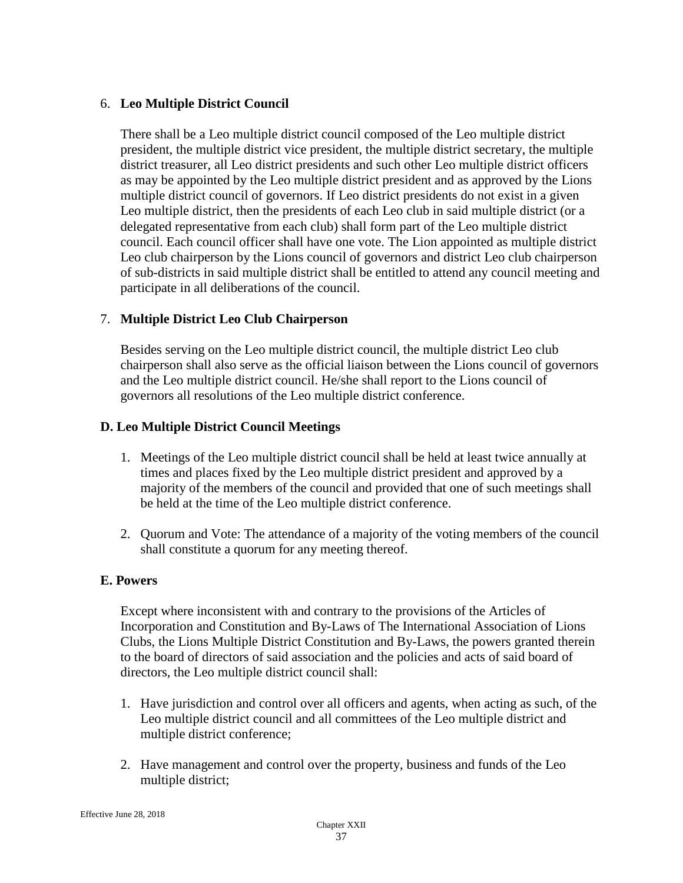6. **Leo Multiple District Council**

   There shall be a Leo multiple district council composed of the Leo multiple district president, the multiple district vice president, the multiple district secretary, the multiple district treasurer, all Leo district presidents and such other Leo multiple district officers as may be appointed by the Leo multiple district president and as approved by the Lions multiple district council of governors. If Leo district presidents do not exist in a given Leo multiple district, then the presidents of each Leo club in said multiple district (or a delegated representative from each club) shall form part of the Leo multiple district council. Each council officer shall have one vote. The Lion appointed as multiple district Leo club chairperson by the Lions council of governors and district Leo club chairperson of sub-districts in said multiple district shall be entitled to attend any council meeting and participate in all deliberations of the council.

7. **Multiple District Leo Club Chairperson**

   Besides serving on the Leo multiple district council, the multiple district Leo club chairperson shall also serve as the official liaison between the Lions council of governors and the Leo multiple district council. He/she shall report to the Lions council of governors all resolutions of the Leo multiple district conference.

### D. Leo Multiple District Council Meetings

1. Meetings of the Leo multiple district council shall be held at least twice annually at times and places fixed by the Leo multiple district president and approved by a majority of the members of the council and provided that one of such meetings shall be held at the time of the Leo multiple district conference.

2. Quorum and Vote: The attendance of a majority of the voting members of the council shall constitute a quorum for any meeting thereof.

### E. Powers

Except where inconsistent with and contrary to the provisions of the Articles of Incorporation and Constitution and By-Laws of The International Association of Lions Clubs, the Lions Multiple District Constitution and By-Laws, the powers granted therein to the board of directors of said association and the policies and acts of said board of directors, the Leo multiple district council shall:

1. Have jurisdiction and control over all officers and agents, when acting as such, of the Leo multiple district council and all committees of the Leo multiple district and multiple district conference;

2. Have management and control over the property, business and funds of the Leo multiple district;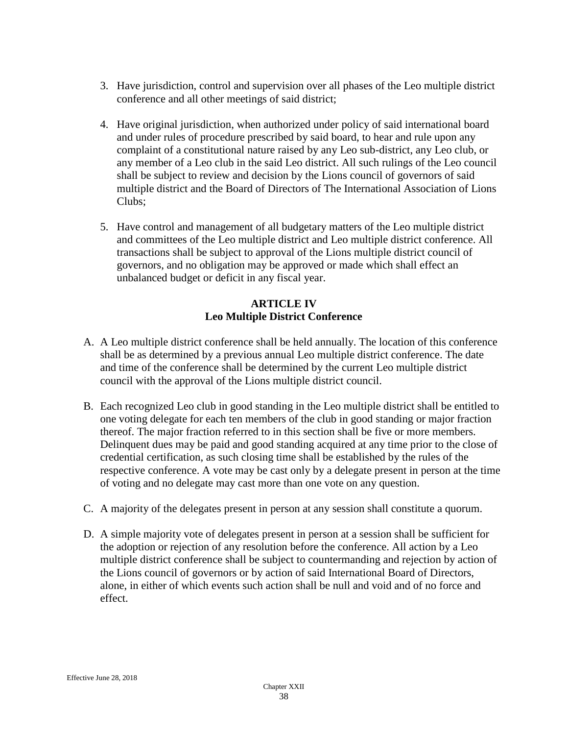3. Have jurisdiction, control and supervision over all phases of the Leo multiple district conference and all other meetings of said district;

4. Have original jurisdiction, when authorized under policy of said international board and under rules of procedure prescribed by said board, to hear and rule upon any complaint of a constitutional nature raised by any Leo sub-district, any Leo club, or any member of a Leo club in the said Leo district. All such rulings of the Leo council shall be subject to review and decision by the Lions council of governors of said multiple district and the Board of Directors of The International Association of Lions Clubs;

5. Have control and management of all budgetary matters of the Leo multiple district and committees of the Leo multiple district and Leo multiple district conference. All transactions shall be subject to approval of the Lions multiple district council of governors, and no obligation may be approved or made which shall effect an unbalanced budget or deficit in any fiscal year.

## ARTICLE IV
## Leo Multiple District Conference

A. A Leo multiple district conference shall be held annually. The location of this conference shall be as determined by a previous annual Leo multiple district conference. The date and time of the conference shall be determined by the current Leo multiple district council with the approval of the Lions multiple district council.

B. Each recognized Leo club in good standing in the Leo multiple district shall be entitled to one voting delegate for each ten members of the club in good standing or major fraction thereof. The major fraction referred to in this section shall be five or more members. Delinquent dues may be paid and good standing acquired at any time prior to the close of credential certification, as such closing time shall be established by the rules of the respective conference. A vote may be cast only by a delegate present in person at the time of voting and no delegate may cast more than one vote on any question.

C. A majority of the delegates present in person at any session shall constitute a quorum.

D. A simple majority vote of delegates present in person at a session shall be sufficient for the adoption or rejection of any resolution before the conference. All action by a Leo multiple district conference shall be subject to countermanding and rejection by action of the Lions council of governors or by action of said International Board of Directors, alone, in either of which events such action shall be null and void and of no force and effect.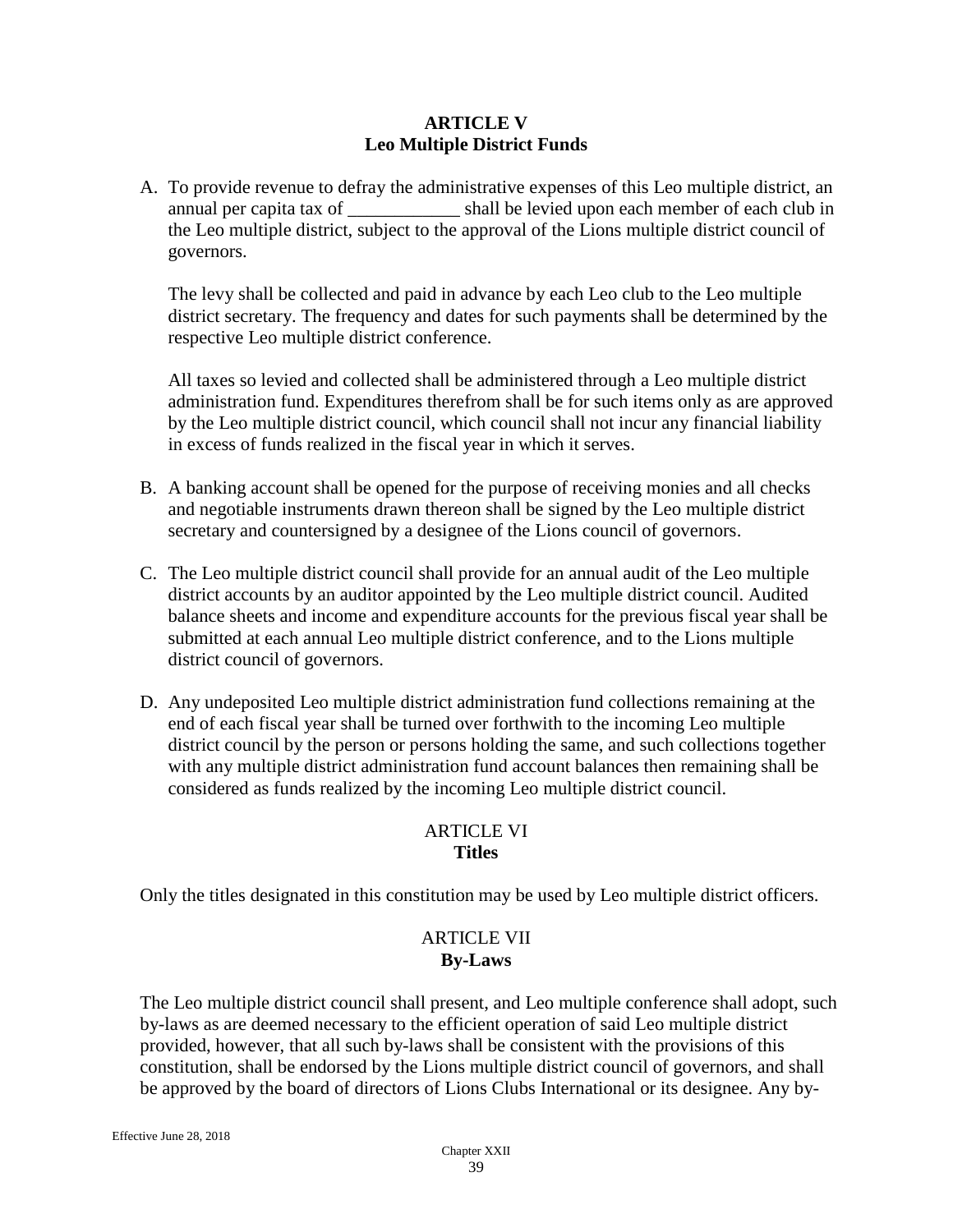## ARTICLE V
## Leo Multiple District Funds

A. To provide revenue to defray the administrative expenses of this Leo multiple district, an annual per capita tax of ____________ shall be levied upon each member of each club in the Leo multiple district, subject to the approval of the Lions multiple district council of governors.

   The levy shall be collected and paid in advance by each Leo club to the Leo multiple district secretary. The frequency and dates for such payments shall be determined by the respective Leo multiple district conference.

   All taxes so levied and collected shall be administered through a Leo multiple district administration fund. Expenditures therefrom shall be for such items only as are approved by the Leo multiple district council, which council shall not incur any financial liability in excess of funds realized in the fiscal year in which it serves.

B. A banking account shall be opened for the purpose of receiving monies and all checks and negotiable instruments drawn thereon shall be signed by the Leo multiple district secretary and countersigned by a designee of the Lions council of governors.

C. The Leo multiple district council shall provide for an annual audit of the Leo multiple district accounts by an auditor appointed by the Leo multiple district council. Audited balance sheets and income and expenditure accounts for the previous fiscal year shall be submitted at each annual Leo multiple district conference, and to the Lions multiple district council of governors.

D. Any undeposited Leo multiple district administration fund collections remaining at the end of each fiscal year shall be turned over forthwith to the incoming Leo multiple district council by the person or persons holding the same, and such collections together with any multiple district administration fund account balances then remaining shall be considered as funds realized by the incoming Leo multiple district council.

## ARTICLE VI
## Titles

Only the titles designated in this constitution may be used by Leo multiple district officers.

## ARTICLE VII
## By-Laws

The Leo multiple district council shall present, and Leo multiple conference shall adopt, such by-laws as are deemed necessary to the efficient operation of said Leo multiple district provided, however, that all such by-laws shall be consistent with the provisions of this constitution, shall be endorsed by the Lions multiple district council of governors, and shall be approved by the board of directors of Lions Clubs International or its designee. Any by-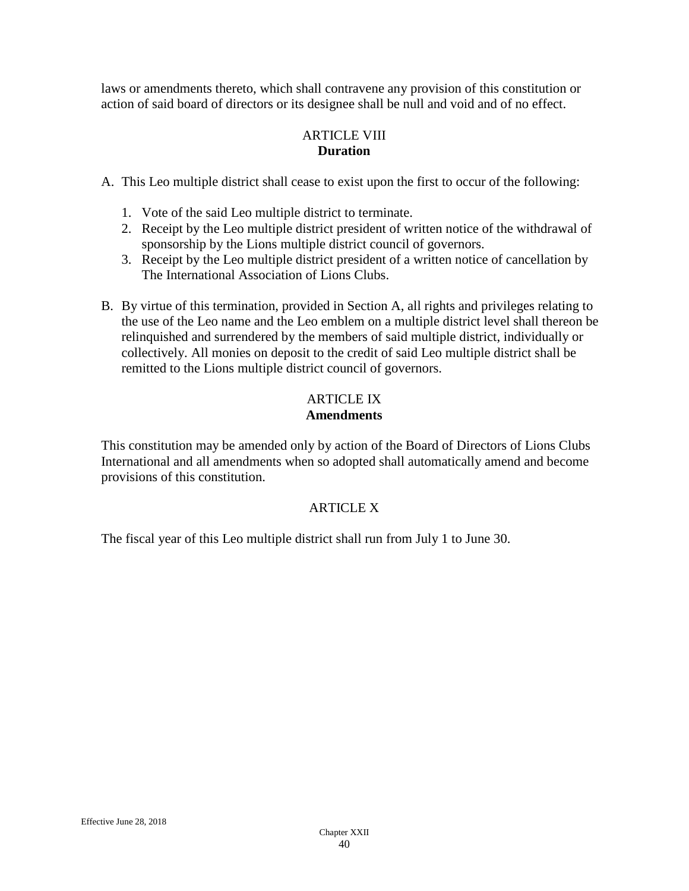laws or amendments thereto, which shall contravene any provision of this constitution or action of said board of directors or its designee shall be null and void and of no effect.

## ARTICLE VIII
## Duration

A. This Leo multiple district shall cease to exist upon the first to occur of the following:

   1. Vote of the said Leo multiple district to terminate.
   2. Receipt by the Leo multiple district president of written notice of the withdrawal of sponsorship by the Lions multiple district council of governors.
   3. Receipt by the Leo multiple district president of a written notice of cancellation by The International Association of Lions Clubs.

B. By virtue of this termination, provided in Section A, all rights and privileges relating to the use of the Leo name and the Leo emblem on a multiple district level shall thereon be relinquished and surrendered by the members of said multiple district, individually or collectively. All monies on deposit to the credit of said Leo multiple district shall be remitted to the Lions multiple district council of governors.

## ARTICLE IX
## Amendments

This constitution may be amended only by action of the Board of Directors of Lions Clubs International and all amendments when so adopted shall automatically amend and become provisions of this constitution.

## ARTICLE X

The fiscal year of this Leo multiple district shall run from July 1 to June 30.